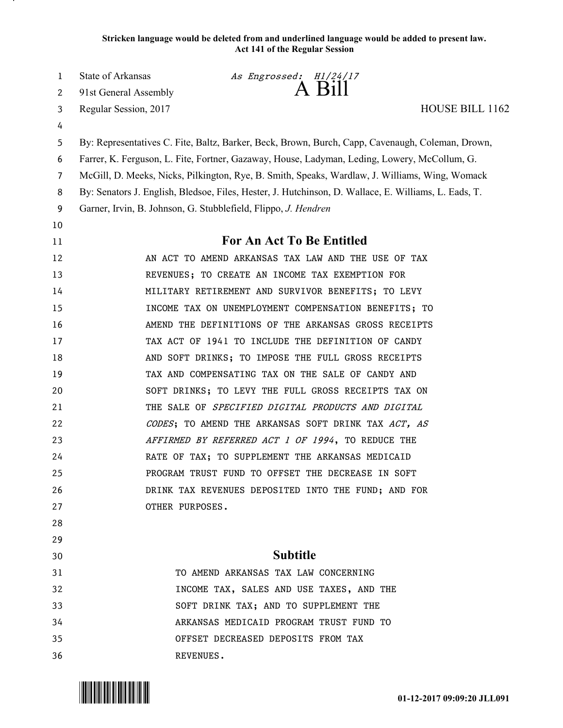**Stricken language would be deleted from and underlined language would be added to present law.**
**Act 141 of the Regular Session**

State of Arkansas — *As Engrossed: H1/24/17*
91st General Assembly

# A Bill

Regular Session, 2017 — HOUSE BILL 1162

By: Representatives C. Fite, Baltz, Barker, Beck, Brown, Burch, Capp, Cavenaugh, Coleman, Drown, Farrer, K. Ferguson, L. Fite, Fortner, Gazaway, House, Ladyman, Leding, Lowery, McCollum, G. McGill, D. Meeks, Nicks, Pilkington, Rye, B. Smith, Speaks, Wardlaw, J. Williams, Wing, Womack

By: Senators J. English, Bledsoe, Files, Hester, J. Hutchinson, D. Wallace, E. Williams, L. Eads, T. Garner, Irvin, B. Johnson, G. Stubblefield, Flippo, *J. Hendren*

## For An Act To Be Entitled

AN ACT TO AMEND ARKANSAS TAX LAW AND THE USE OF TAX REVENUES; TO CREATE AN INCOME TAX EXEMPTION FOR MILITARY RETIREMENT AND SURVIVOR BENEFITS; TO LEVY INCOME TAX ON UNEMPLOYMENT COMPENSATION BENEFITS; TO AMEND THE DEFINITIONS OF THE ARKANSAS GROSS RECEIPTS TAX ACT OF 1941 TO INCLUDE THE DEFINITION OF CANDY AND SOFT DRINKS; TO IMPOSE THE FULL GROSS RECEIPTS TAX AND COMPENSATING TAX ON THE SALE OF CANDY AND SOFT DRINKS; TO LEVY THE FULL GROSS RECEIPTS TAX ON THE SALE OF *SPECIFIED DIGITAL PRODUCTS AND DIGITAL CODES*; TO AMEND THE ARKANSAS SOFT DRINK TAX *ACT, AS AFFIRMED BY REFERRED ACT 1 OF 1994*, TO REDUCE THE RATE OF TAX; TO SUPPLEMENT THE ARKANSAS MEDICAID PROGRAM TRUST FUND TO OFFSET THE DECREASE IN SOFT DRINK TAX REVENUES DEPOSITED INTO THE FUND; AND FOR OTHER PURPOSES.

## Subtitle

TO AMEND ARKANSAS TAX LAW CONCERNING INCOME TAX, SALES AND USE TAXES, AND THE SOFT DRINK TAX; AND TO SUPPLEMENT THE ARKANSAS MEDICAID PROGRAM TRUST FUND TO OFFSET DECREASED DEPOSITS FROM TAX REVENUES.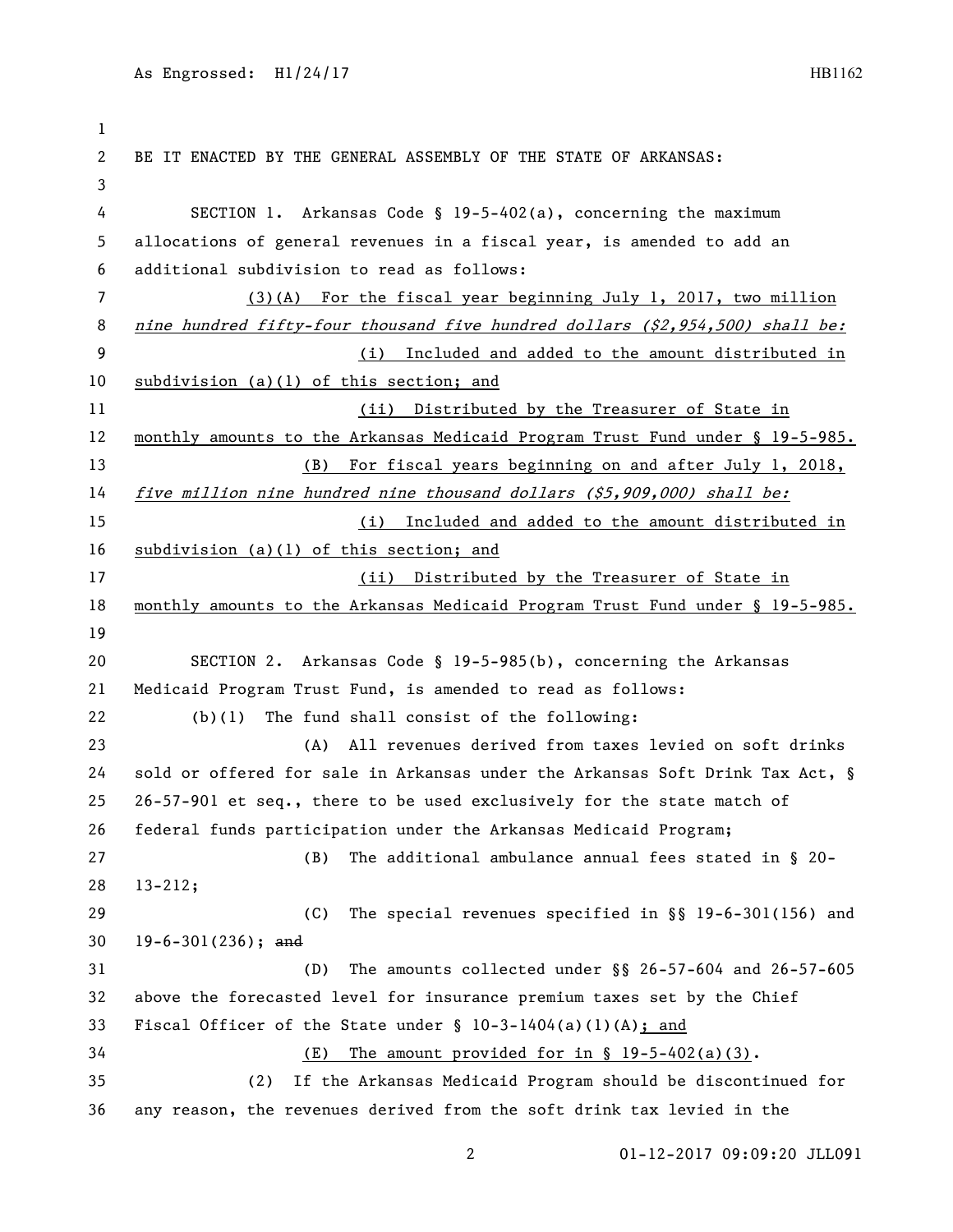BE IT ENACTED BY THE GENERAL ASSEMBLY OF THE STATE OF ARKANSAS:

SECTION 1. Arkansas Code § 19-5-402(a), concerning the maximum allocations of general revenues in a fiscal year, is amended to add an additional subdivision to read as follows:

<u>(3)(A) For the fiscal year beginning July 1, 2017, two million</u> <u>*nine hundred fifty-four thousand five hundred dollars ($2,954,500) shall be:*</u>

<u>(i) Included and added to the amount distributed in subdivision (a)(1) of this section; and</u>

<u>(ii) Distributed by the Treasurer of State in monthly amounts to the Arkansas Medicaid Program Trust Fund under § 19-5-985.</u>

<u>(B) For fiscal years beginning on and after July 1, 2018,</u> <u>*five million nine hundred nine thousand dollars ($5,909,000) shall be:*</u>

<u>(i) Included and added to the amount distributed in subdivision (a)(1) of this section; and</u>

<u>(ii) Distributed by the Treasurer of State in monthly amounts to the Arkansas Medicaid Program Trust Fund under § 19-5-985.</u>

SECTION 2. Arkansas Code § 19-5-985(b), concerning the Arkansas Medicaid Program Trust Fund, is amended to read as follows:

(b)(1) The fund shall consist of the following:

(A) All revenues derived from taxes levied on soft drinks sold or offered for sale in Arkansas under the Arkansas Soft Drink Tax Act, § 26-57-901 et seq., there to be used exclusively for the state match of federal funds participation under the Arkansas Medicaid Program;

(B) The additional ambulance annual fees stated in § 20-13-212;

(C) The special revenues specified in §§ 19-6-301(156) and 19-6-301(236); ~~and~~

(D) The amounts collected under §§ 26-57-604 and 26-57-605 above the forecasted level for insurance premium taxes set by the Chief Fiscal Officer of the State under § 10-3-1404(a)(1)(A)<u>; and</u>

<u>(E) The amount provided for in § 19-5-402(a)(3)</u>.

(2) If the Arkansas Medicaid Program should be discontinued for any reason, the revenues derived from the soft drink tax levied in the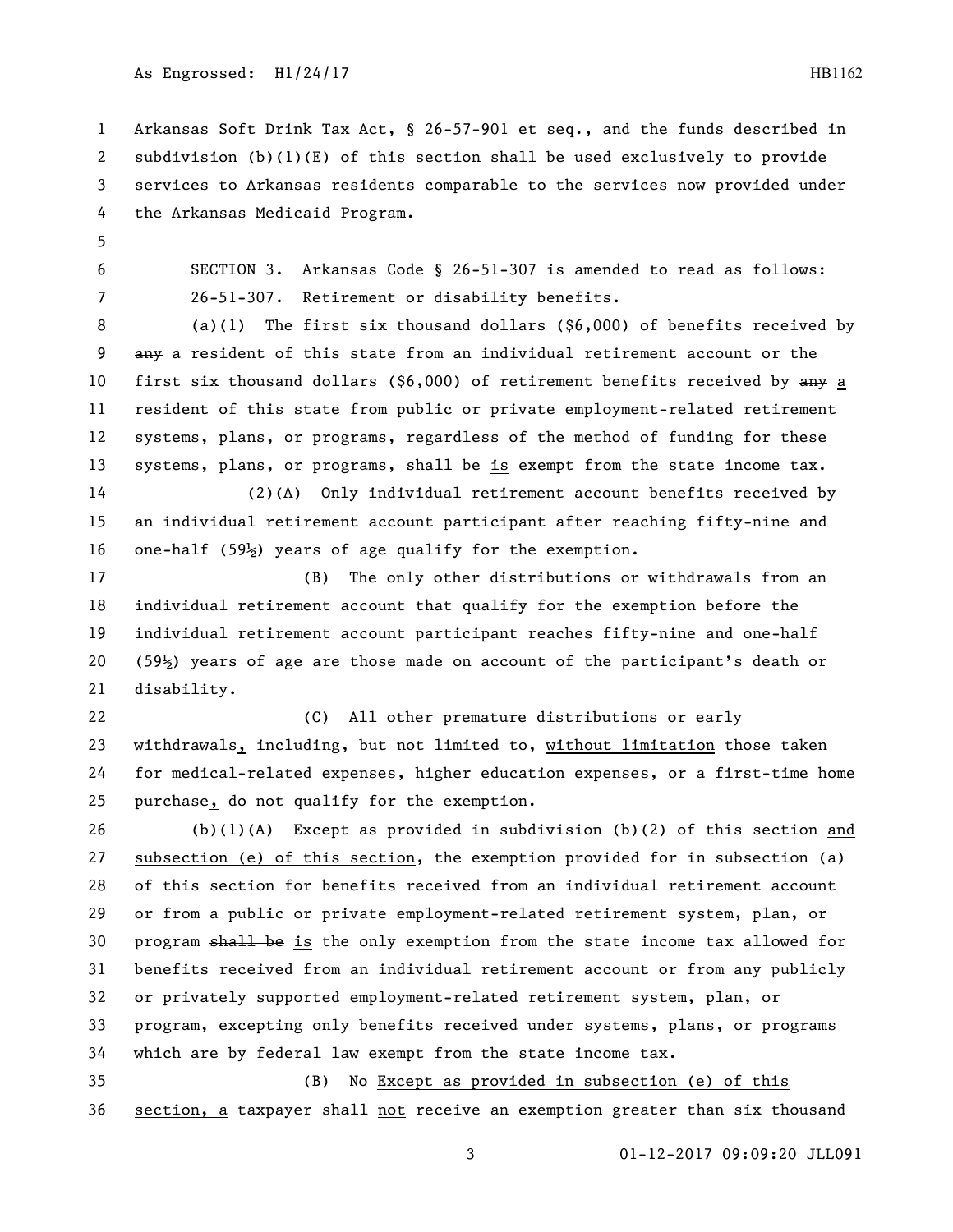Arkansas Soft Drink Tax Act, § 26-57-901 et seq., and the funds described in subdivision (b)(1)(E) of this section shall be used exclusively to provide services to Arkansas residents comparable to the services now provided under the Arkansas Medicaid Program.

SECTION 3. Arkansas Code § 26-51-307 is amended to read as follows:

26-51-307. Retirement or disability benefits.

(a)(1) The first six thousand dollars ($6,000) of benefits received by ~~any~~ a resident of this state from an individual retirement account or the first six thousand dollars ($6,000) of retirement benefits received by ~~any~~ a resident of this state from public or private employment-related retirement systems, plans, or programs, regardless of the method of funding for these systems, plans, or programs, ~~shall be~~ is exempt from the state income tax.

(2)(A) Only individual retirement account benefits received by an individual retirement account participant after reaching fifty-nine and one-half (59½) years of age qualify for the exemption.

(B) The only other distributions or withdrawals from an individual retirement account that qualify for the exemption before the individual retirement account participant reaches fifty-nine and one-half (59½) years of age are those made on account of the participant's death or disability.

(C) All other premature distributions or early withdrawals, including~~, but not limited to,~~ without limitation those taken for medical-related expenses, higher education expenses, or a first-time home purchase, do not qualify for the exemption.

(b)(1)(A) Except as provided in subdivision (b)(2) of this section and subsection (e) of this section, the exemption provided for in subsection (a) of this section for benefits received from an individual retirement account or from a public or private employment-related retirement system, plan, or program ~~shall be~~ is the only exemption from the state income tax allowed for benefits received from an individual retirement account or from any publicly or privately supported employment-related retirement system, plan, or program, excepting only benefits received under systems, plans, or programs which are by federal law exempt from the state income tax.

(B) ~~No~~ Except as provided in subsection (e) of this section, a taxpayer shall not receive an exemption greater than six thousand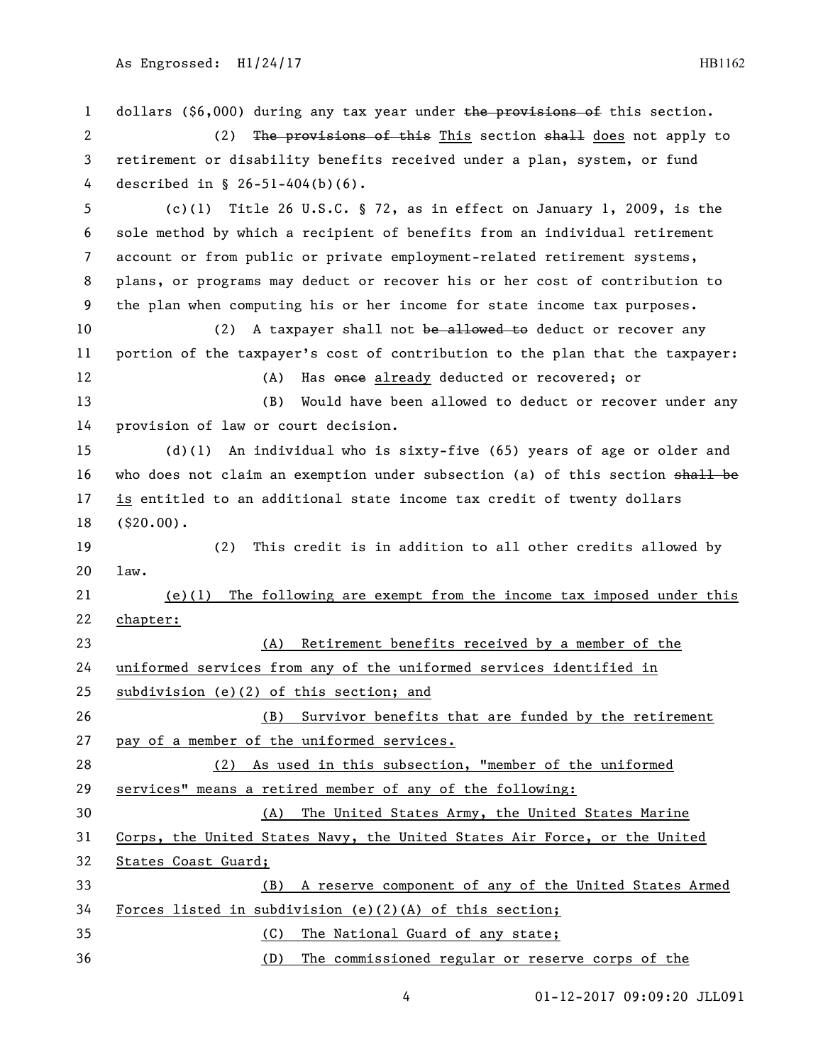dollars ($6,000) during any tax year under ~~the provisions of~~ this section.

(2) ~~The provisions of this~~ <u>This</u> section ~~shall~~ <u>does</u> not apply to retirement or disability benefits received under a plan, system, or fund described in § 26-51-404(b)(6).

(c)(1) Title 26 U.S.C. § 72, as in effect on January 1, 2009, is the sole method by which a recipient of benefits from an individual retirement account or from public or private employment-related retirement systems, plans, or programs may deduct or recover his or her cost of contribution to the plan when computing his or her income for state income tax purposes.

(2) A taxpayer shall not ~~be allowed to~~ deduct or recover any portion of the taxpayer's cost of contribution to the plan that the taxpayer:

(A) Has ~~once~~ <u>already</u> deducted or recovered; or

(B) Would have been allowed to deduct or recover under any provision of law or court decision.

(d)(1) An individual who is sixty-five (65) years of age or older and who does not claim an exemption under subsection (a) of this section ~~shall be~~ <u>is</u> entitled to an additional state income tax credit of twenty dollars ($20.00).

(2) This credit is in addition to all other credits allowed by law.

<u>(e)(1) The following are exempt from the income tax imposed under this chapter:</u>

<u>(A) Retirement benefits received by a member of the uniformed services from any of the uniformed services identified in subdivision (e)(2) of this section; and</u>

<u>(B) Survivor benefits that are funded by the retirement pay of a member of the uniformed services.</u>

<u>(2) As used in this subsection, "member of the uniformed services" means a retired member of any of the following:</u>

<u>(A) The United States Army, the United States Marine Corps, the United States Navy, the United States Air Force, or the United States Coast Guard;</u>

<u>(B) A reserve component of any of the United States Armed Forces listed in subdivision (e)(2)(A) of this section;</u>

<u>(C) The National Guard of any state;</u>

<u>(D) The commissioned regular or reserve corps of the</u>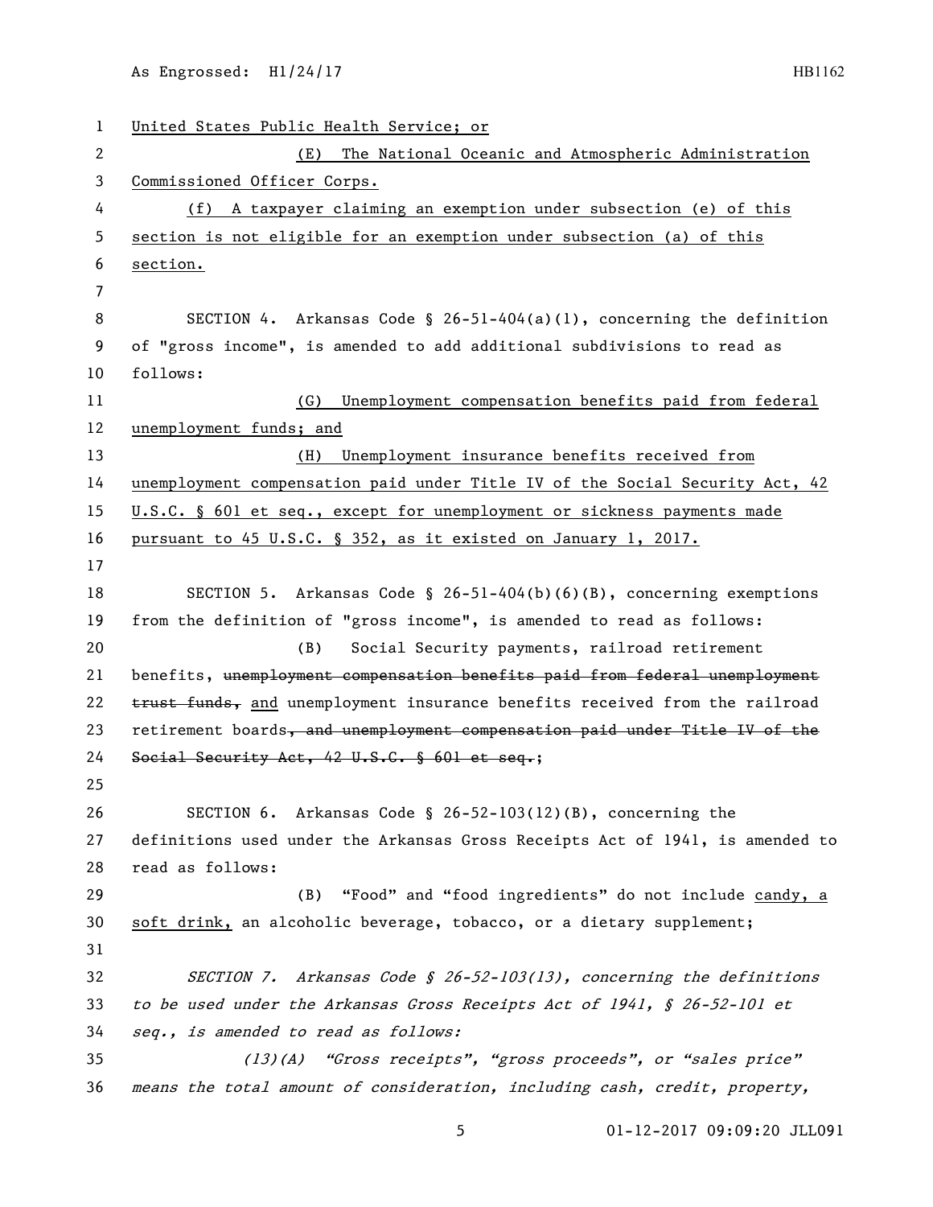United States Public Health Service; or

(E) The National Oceanic and Atmospheric Administration Commissioned Officer Corps.

(f) A taxpayer claiming an exemption under subsection (e) of this section is not eligible for an exemption under subsection (a) of this section.

SECTION 4. Arkansas Code § 26-51-404(a)(1), concerning the definition of "gross income", is amended to add additional subdivisions to read as follows:

(G) Unemployment compensation benefits paid from federal unemployment funds; and

(H) Unemployment insurance benefits received from unemployment compensation paid under Title IV of the Social Security Act, 42 U.S.C. § 601 et seq., except for unemployment or sickness payments made pursuant to 45 U.S.C. § 352, as it existed on January 1, 2017.

SECTION 5. Arkansas Code § 26-51-404(b)(6)(B), concerning exemptions from the definition of "gross income", is amended to read as follows:

(B) Social Security payments, railroad retirement benefits, ~~unemployment compensation benefits paid from federal unemployment trust funds,~~ and unemployment insurance benefits received from the railroad retirement boards~~, and unemployment compensation paid under Title IV of the Social Security Act, 42 U.S.C. § 601 et seq.~~;

SECTION 6. Arkansas Code § 26-52-103(12)(B), concerning the definitions used under the Arkansas Gross Receipts Act of 1941, is amended to read as follows:

(B) "Food" and "food ingredients" do not include candy, a soft drink, an alcoholic beverage, tobacco, or a dietary supplement;

*SECTION 7. Arkansas Code § 26-52-103(13), concerning the definitions to be used under the Arkansas Gross Receipts Act of 1941, § 26-52-101 et seq., is amended to read as follows:*

*(13)(A) "Gross receipts", "gross proceeds", or "sales price" means the total amount of consideration, including cash, credit, property,*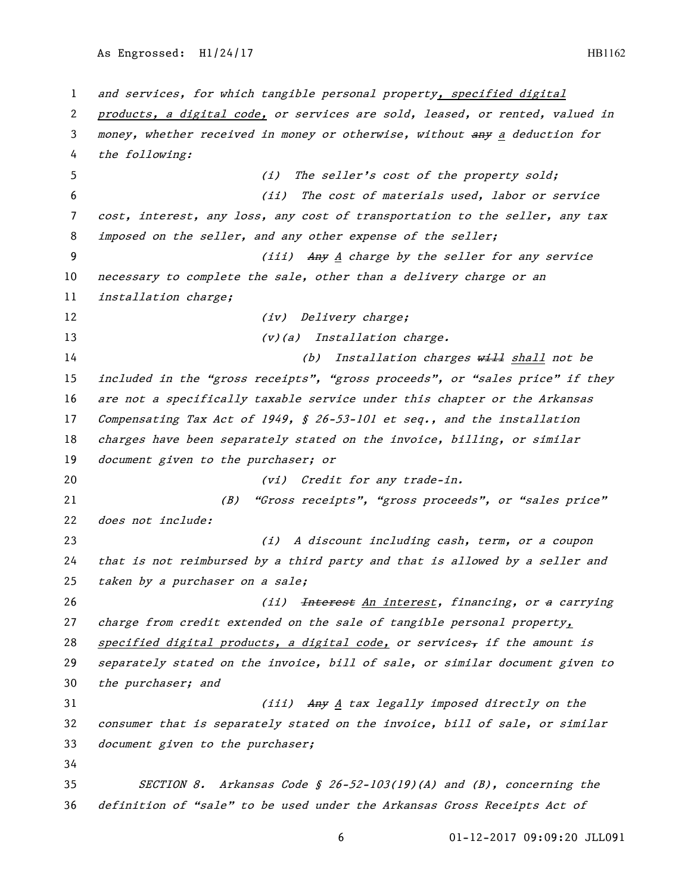and services, for which tangible personal property, specified digital products, a digital code, or services are sold, leased, or rented, valued in money, whether received in money or otherwise, without ~~any~~ a deduction for the following:

(i) The seller's cost of the property sold;

(ii) The cost of materials used, labor or service cost, interest, any loss, any cost of transportation to the seller, any tax imposed on the seller, and any other expense of the seller;

(iii) ~~Any~~ A charge by the seller for any service necessary to complete the sale, other than a delivery charge or an installation charge;

(iv) Delivery charge;

(v)(a) Installation charge.

(b) Installation charges ~~will~~ shall not be included in the "gross receipts", "gross proceeds", or "sales price" if they are not a specifically taxable service under this chapter or the Arkansas Compensating Tax Act of 1949, § 26-53-101 et seq., and the installation charges have been separately stated on the invoice, billing, or similar document given to the purchaser; or

(vi) Credit for any trade-in.

(B) "Gross receipts", "gross proceeds", or "sales price" does not include:

(i) A discount including cash, term, or a coupon that is not reimbursed by a third party and that is allowed by a seller and taken by a purchaser on a sale;

(ii) ~~Interest~~ An interest, financing, or ~~a~~ carrying charge from credit extended on the sale of tangible personal property, specified digital products, a digital code, or services~~,~~ if the amount is separately stated on the invoice, bill of sale, or similar document given to the purchaser; and

(iii) ~~Any~~ A tax legally imposed directly on the consumer that is separately stated on the invoice, bill of sale, or similar document given to the purchaser;

SECTION 8. Arkansas Code § 26-52-103(19)(A) and (B), concerning the definition of "sale" to be used under the Arkansas Gross Receipts Act of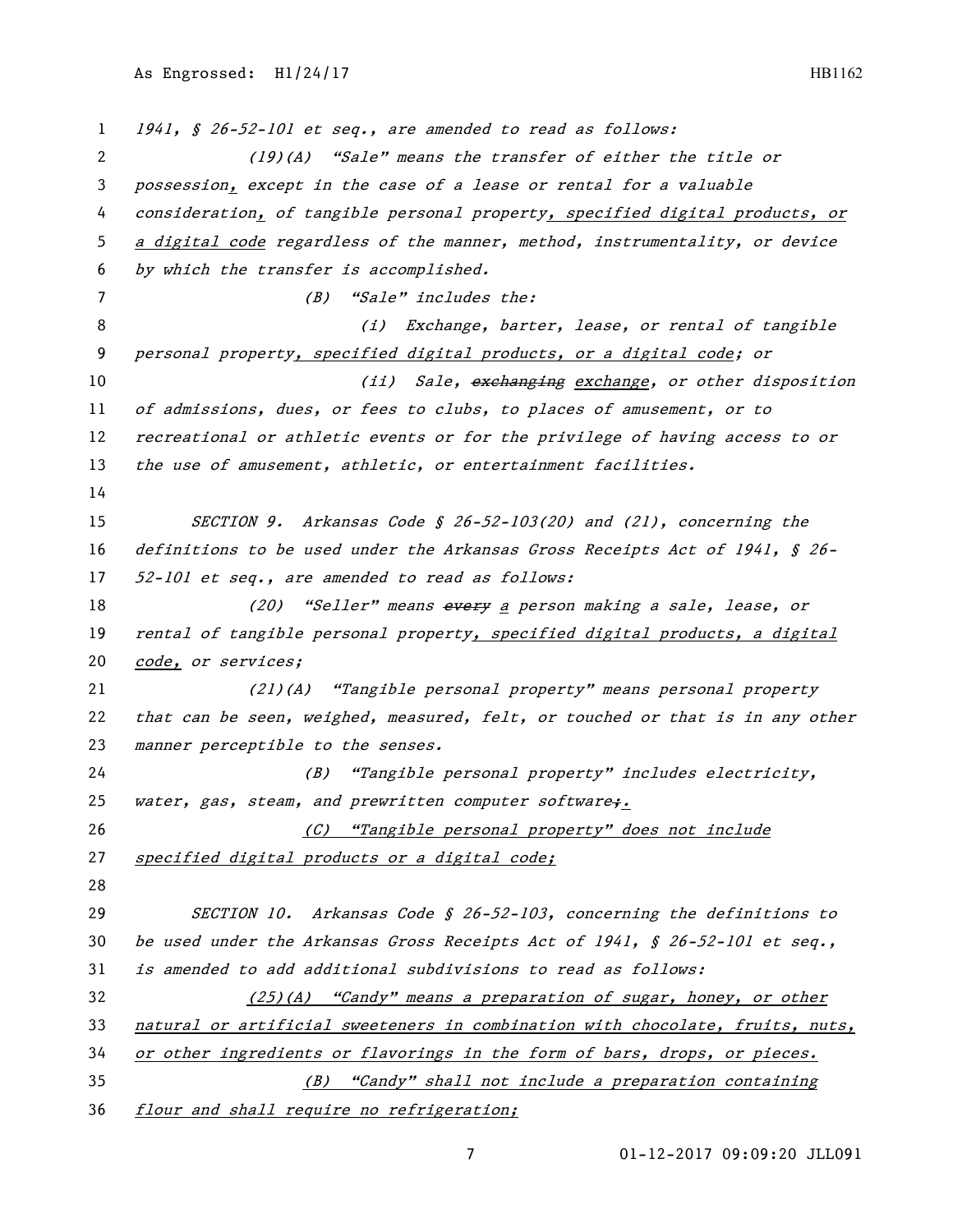1941, § 26-52-101 et seq., are amended to read as follows:

(19)(A) "Sale" means the transfer of either the title or possession, except in the case of a lease or rental for a valuable consideration, of tangible personal property, specified digital products, or a digital code regardless of the manner, method, instrumentality, or device by which the transfer is accomplished.

(B) "Sale" includes the:

(i) Exchange, barter, lease, or rental of tangible personal property, specified digital products, or a digital code; or

(ii) Sale, ~~exchanging~~ exchange, or other disposition of admissions, dues, or fees to clubs, to places of amusement, or to recreational or athletic events or for the privilege of having access to or the use of amusement, athletic, or entertainment facilities.

SECTION 9. Arkansas Code § 26-52-103(20) and (21), concerning the definitions to be used under the Arkansas Gross Receipts Act of 1941, § 26-52-101 et seq., are amended to read as follows:

(20) "Seller" means ~~every~~ a person making a sale, lease, or rental of tangible personal property, specified digital products, a digital code, or services;

(21)(A) "Tangible personal property" means personal property that can be seen, weighed, measured, felt, or touched or that is in any other manner perceptible to the senses.

(B) "Tangible personal property" includes electricity, water, gas, steam, and prewritten computer software~~;~~.

(C) "Tangible personal property" does not include specified digital products or a digital code;

SECTION 10. Arkansas Code § 26-52-103, concerning the definitions to be used under the Arkansas Gross Receipts Act of 1941, § 26-52-101 et seq., is amended to add additional subdivisions to read as follows:

(25)(A) "Candy" means a preparation of sugar, honey, or other natural or artificial sweeteners in combination with chocolate, fruits, nuts, or other ingredients or flavorings in the form of bars, drops, or pieces.

(B) "Candy" shall not include a preparation containing flour and shall require no refrigeration;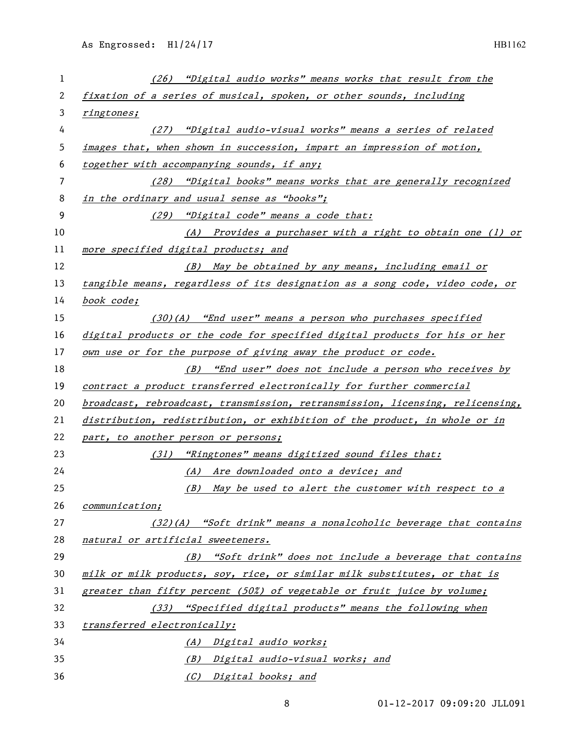*(26) "Digital audio works" means works that result from the fixation of a series of musical, spoken, or other sounds, including ringtones;*

*(27) "Digital audio-visual works" means a series of related images that, when shown in succession, impart an impression of motion, together with accompanying sounds, if any;*

*(28) "Digital books" means works that are generally recognized in the ordinary and usual sense as "books";*

*(29) "Digital code" means a code that:*

*(A) Provides a purchaser with a right to obtain one (1) or more specified digital products; and*

*(B) May be obtained by any means, including email or tangible means, regardless of its designation as a song code, video code, or book code;*

*(30)(A) "End user" means a person who purchases specified digital products or the code for specified digital products for his or her own use or for the purpose of giving away the product or code.*

*(B) "End user" does not include a person who receives by contract a product transferred electronically for further commercial broadcast, rebroadcast, transmission, retransmission, licensing, relicensing, distribution, redistribution, or exhibition of the product, in whole or in part, to another person or persons;*

*(31) "Ringtones" means digitized sound files that:*

*(A) Are downloaded onto a device; and*

*(B) May be used to alert the customer with respect to a communication;*

*(32)(A) "Soft drink" means a nonalcoholic beverage that contains natural or artificial sweeteners.*

*(B) "Soft drink" does not include a beverage that contains milk or milk products, soy, rice, or similar milk substitutes, or that is greater than fifty percent (50%) of vegetable or fruit juice by volume;*

*(33) "Specified digital products" means the following when transferred electronically:*

*(A) Digital audio works;*

*(B) Digital audio-visual works; and*

*(C) Digital books; and*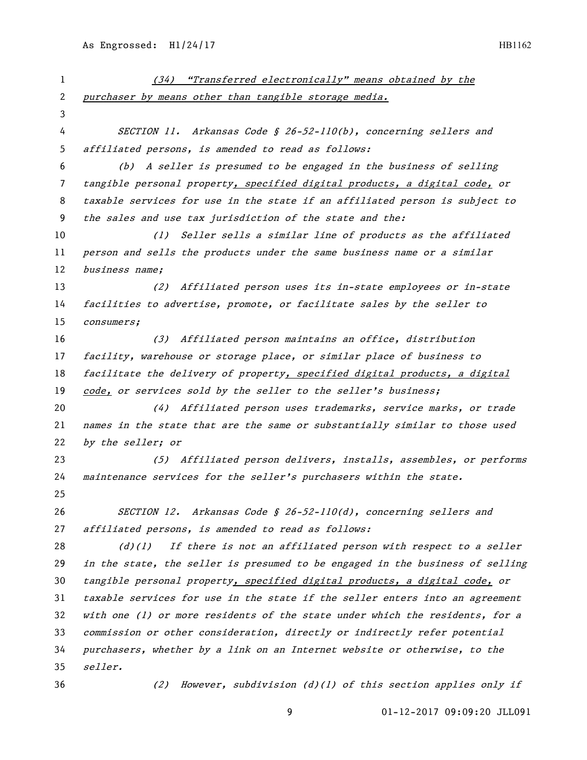*(34) "Transferred electronically" means obtained by the purchaser by means other than tangible storage media.*

*SECTION 11. Arkansas Code § 26-52-110(b), concerning sellers and affiliated persons, is amended to read as follows:*

*(b) A seller is presumed to be engaged in the business of selling tangible personal property, specified digital products, a digital code, or taxable services for use in the state if an affiliated person is subject to the sales and use tax jurisdiction of the state and the:*

*(1) Seller sells a similar line of products as the affiliated person and sells the products under the same business name or a similar business name;*

*(2) Affiliated person uses its in-state employees or in-state facilities to advertise, promote, or facilitate sales by the seller to consumers;*

*(3) Affiliated person maintains an office, distribution facility, warehouse or storage place, or similar place of business to facilitate the delivery of property, specified digital products, a digital code, or services sold by the seller to the seller's business;*

*(4) Affiliated person uses trademarks, service marks, or trade names in the state that are the same or substantially similar to those used by the seller; or*

*(5) Affiliated person delivers, installs, assembles, or performs maintenance services for the seller's purchasers within the state.*

*SECTION 12. Arkansas Code § 26-52-110(d), concerning sellers and affiliated persons, is amended to read as follows:*

*(d)(1) If there is not an affiliated person with respect to a seller in the state, the seller is presumed to be engaged in the business of selling tangible personal property, specified digital products, a digital code, or taxable services for use in the state if the seller enters into an agreement with one (1) or more residents of the state under which the residents, for a commission or other consideration, directly or indirectly refer potential purchasers, whether by a link on an Internet website or otherwise, to the seller.*

*(2) However, subdivision (d)(1) of this section applies only if*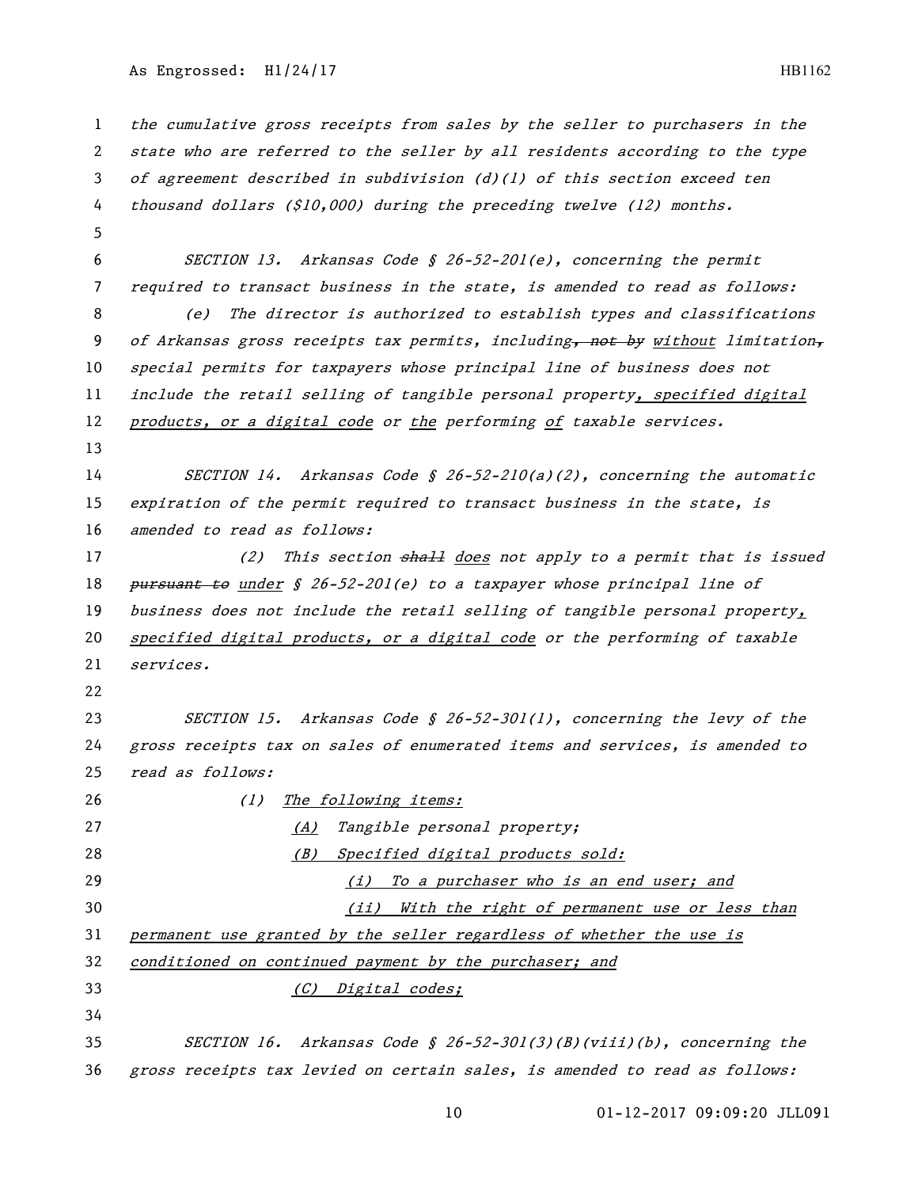the cumulative gross receipts from sales by the seller to purchasers in the state who are referred to the seller by all residents according to the type of agreement described in subdivision (d)(1) of this section exceed ten thousand dollars ($10,000) during the preceding twelve (12) months.

SECTION 13. Arkansas Code § 26-52-201(e), concerning the permit required to transact business in the state, is amended to read as follows:

(e) The director is authorized to establish types and classifications of Arkansas gross receipts tax permits, including~~, not by~~ without limitation~~,~~ special permits for taxpayers whose principal line of business does not include the retail selling of tangible personal property, specified digital products, or a digital code or the performing of taxable services.

SECTION 14. Arkansas Code § 26-52-210(a)(2), concerning the automatic expiration of the permit required to transact business in the state, is amended to read as follows:

(2) This section ~~shall~~ does not apply to a permit that is issued ~~pursuant to~~ under § 26-52-201(e) to a taxpayer whose principal line of business does not include the retail selling of tangible personal property, specified digital products, or a digital code or the performing of taxable services.

SECTION 15. Arkansas Code § 26-52-301(1), concerning the levy of the gross receipts tax on sales of enumerated items and services, is amended to read as follows:

(1) The following items:

(A) Tangible personal property;

(B) Specified digital products sold:

(i) To a purchaser who is an end user; and

(ii) With the right of permanent use or less than permanent use granted by the seller regardless of whether the use is conditioned on continued payment by the purchaser; and

(C) Digital codes;

SECTION 16. Arkansas Code § 26-52-301(3)(B)(viii)(b), concerning the gross receipts tax levied on certain sales, is amended to read as follows: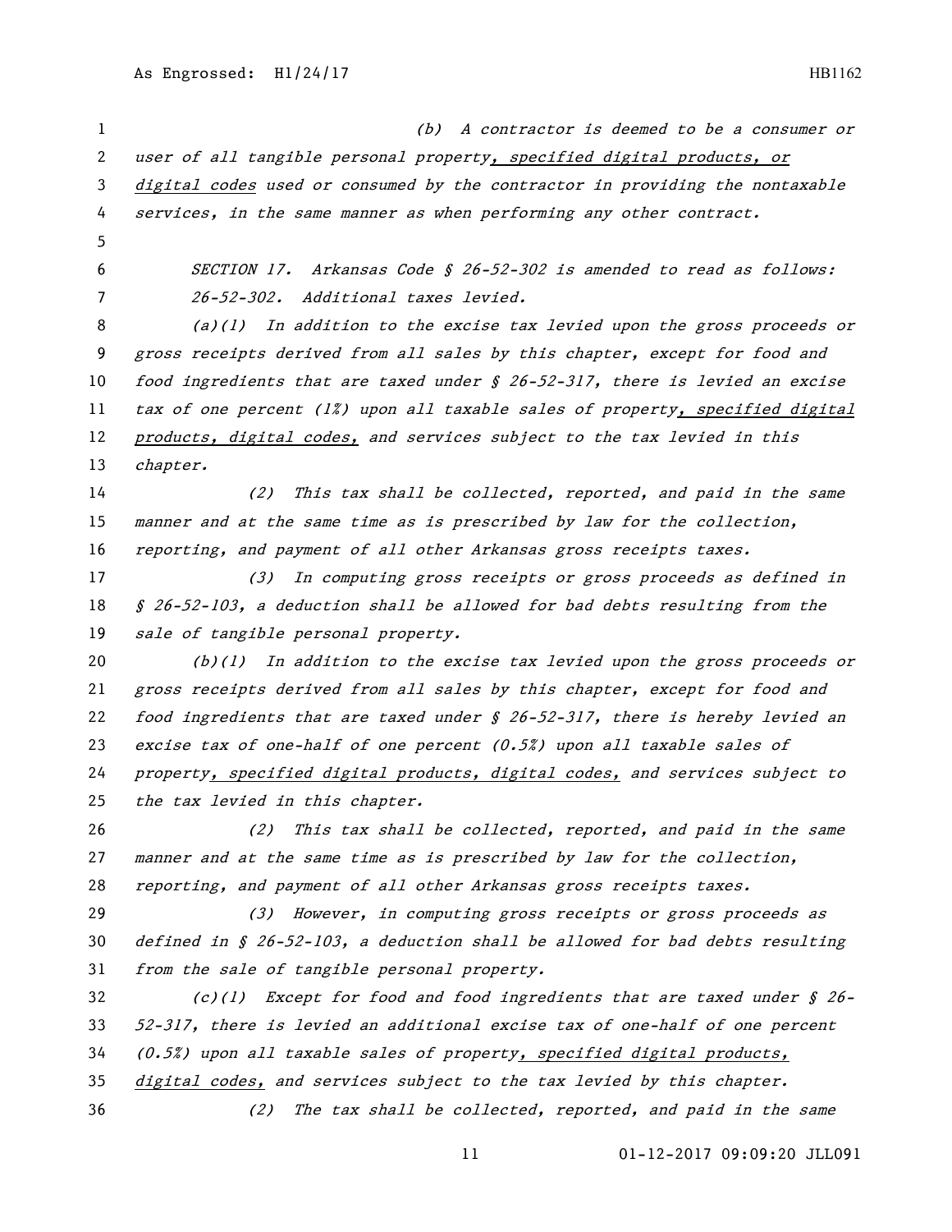(b) A contractor is deemed to be a consumer or user of all tangible personal property, specified digital products, or digital codes used or consumed by the contractor in providing the nontaxable services, in the same manner as when performing any other contract.

SECTION 17. Arkansas Code § 26-52-302 is amended to read as follows:

26-52-302. Additional taxes levied.

(a)(1) In addition to the excise tax levied upon the gross proceeds or gross receipts derived from all sales by this chapter, except for food and food ingredients that are taxed under § 26-52-317, there is levied an excise tax of one percent (1%) upon all taxable sales of property, specified digital products, digital codes, and services subject to the tax levied in this chapter.

(2) This tax shall be collected, reported, and paid in the same manner and at the same time as is prescribed by law for the collection, reporting, and payment of all other Arkansas gross receipts taxes.

(3) In computing gross receipts or gross proceeds as defined in § 26-52-103, a deduction shall be allowed for bad debts resulting from the sale of tangible personal property.

(b)(1) In addition to the excise tax levied upon the gross proceeds or gross receipts derived from all sales by this chapter, except for food and food ingredients that are taxed under § 26-52-317, there is hereby levied an excise tax of one-half of one percent (0.5%) upon all taxable sales of property, specified digital products, digital codes, and services subject to the tax levied in this chapter.

(2) This tax shall be collected, reported, and paid in the same manner and at the same time as is prescribed by law for the collection, reporting, and payment of all other Arkansas gross receipts taxes.

(3) However, in computing gross receipts or gross proceeds as defined in § 26-52-103, a deduction shall be allowed for bad debts resulting from the sale of tangible personal property.

(c)(1) Except for food and food ingredients that are taxed under § 26-52-317, there is levied an additional excise tax of one-half of one percent (0.5%) upon all taxable sales of property, specified digital products, digital codes, and services subject to the tax levied by this chapter.

(2) The tax shall be collected, reported, and paid in the same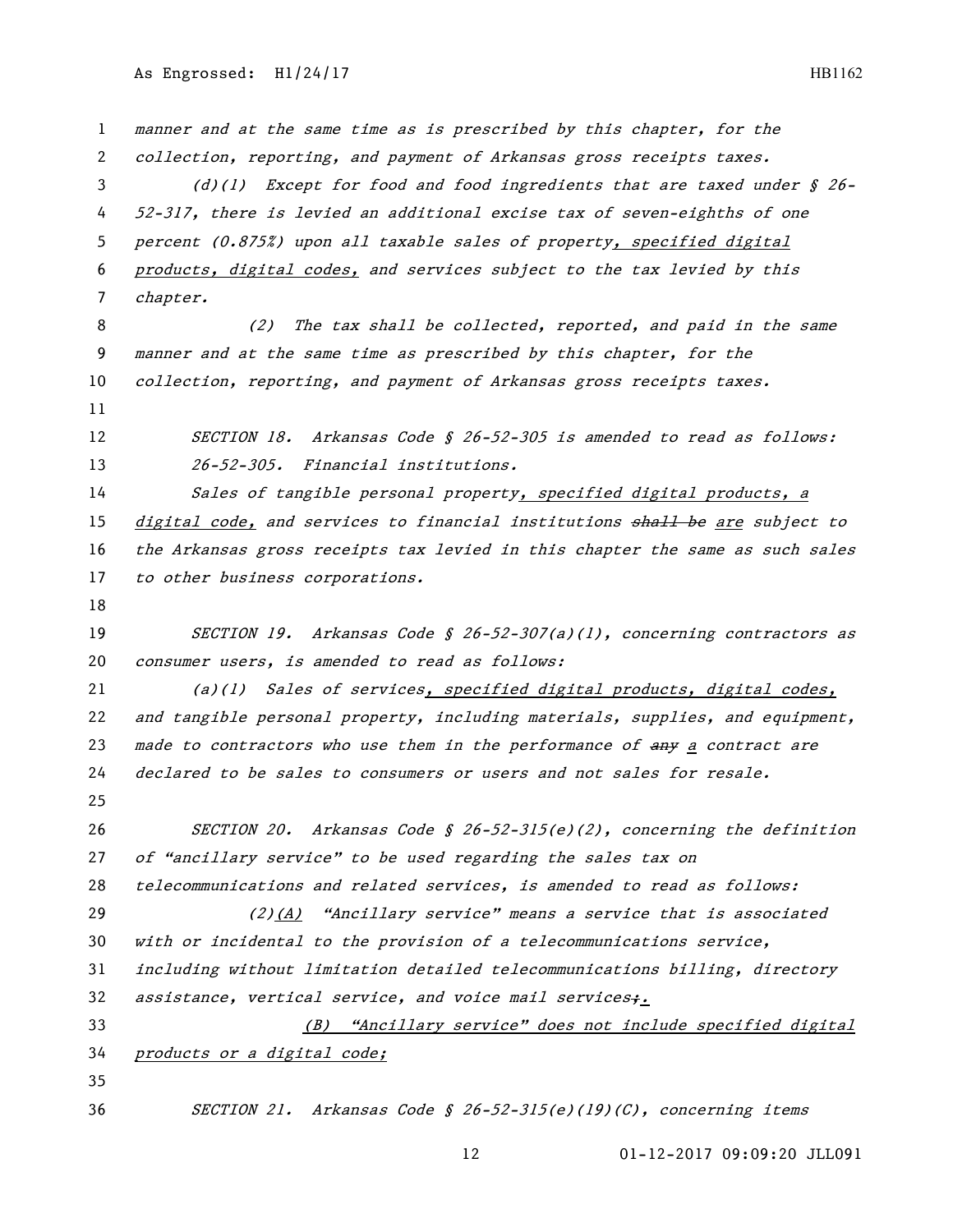manner and at the same time as is prescribed by this chapter, for the collection, reporting, and payment of Arkansas gross receipts taxes.

(d)(1) Except for food and food ingredients that are taxed under § 26-52-317, there is levied an additional excise tax of seven-eighths of one percent (0.875%) upon all taxable sales of property, specified digital products, digital codes, and services subject to the tax levied by this chapter.

(2) The tax shall be collected, reported, and paid in the same manner and at the same time as prescribed by this chapter, for the collection, reporting, and payment of Arkansas gross receipts taxes.

SECTION 18. Arkansas Code § 26-52-305 is amended to read as follows:

26-52-305. Financial institutions.

Sales of tangible personal property, specified digital products, a digital code, and services to financial institutions ~~shall be~~ are subject to the Arkansas gross receipts tax levied in this chapter the same as such sales to other business corporations.

SECTION 19. Arkansas Code § 26-52-307(a)(1), concerning contractors as consumer users, is amended to read as follows:

(a)(1) Sales of services, specified digital products, digital codes, and tangible personal property, including materials, supplies, and equipment, made to contractors who use them in the performance of ~~any~~ a contract are declared to be sales to consumers or users and not sales for resale.

SECTION 20. Arkansas Code § 26-52-315(e)(2), concerning the definition of "ancillary service" to be used regarding the sales tax on telecommunications and related services, is amended to read as follows:

(2)(A) "Ancillary service" means a service that is associated with or incidental to the provision of a telecommunications service, including without limitation detailed telecommunications billing, directory assistance, vertical service, and voice mail services~~;~~.

(B) "Ancillary service" does not include specified digital products or a digital code;

SECTION 21. Arkansas Code § 26-52-315(e)(19)(C), concerning items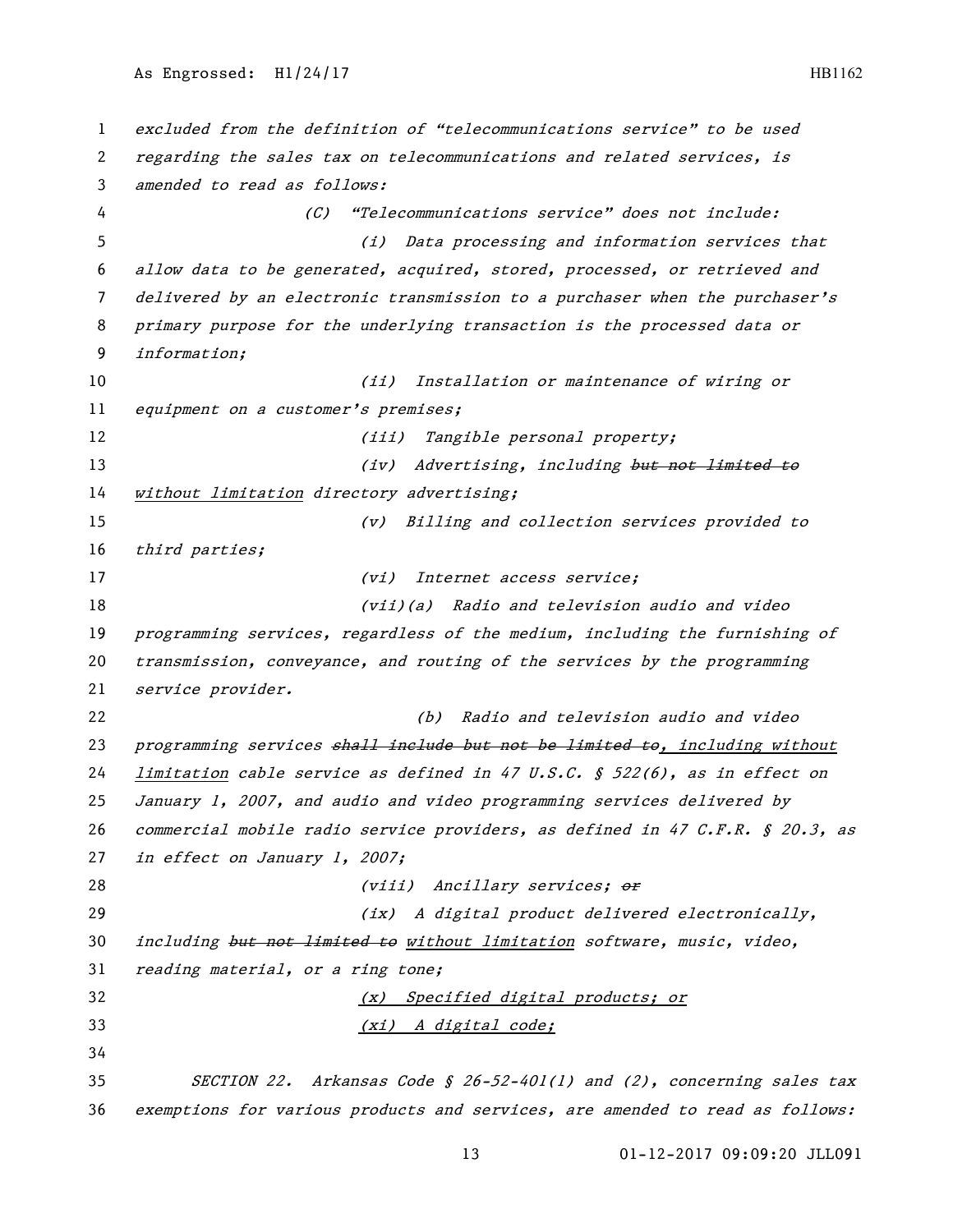*excluded from the definition of "telecommunications service" to be used regarding the sales tax on telecommunications and related services, is amended to read as follows:*

*(C) "Telecommunications service" does not include:*

*(i) Data processing and information services that allow data to be generated, acquired, stored, processed, or retrieved and delivered by an electronic transmission to a purchaser when the purchaser's primary purpose for the underlying transaction is the processed data or information;*

*(ii) Installation or maintenance of wiring or equipment on a customer's premises;*

*(iii) Tangible personal property;*

*(iv) Advertising, including ~~but not limited to~~ without limitation directory advertising;*

*(v) Billing and collection services provided to third parties;*

*(vi) Internet access service;*

*(vii)(a) Radio and television audio and video programming services, regardless of the medium, including the furnishing of transmission, conveyance, and routing of the services by the programming service provider.*

*(b) Radio and television audio and video programming services ~~shall include but not be limited to~~, including without limitation cable service as defined in 47 U.S.C. § 522(6), as in effect on January 1, 2007, and audio and video programming services delivered by commercial mobile radio service providers, as defined in 47 C.F.R. § 20.3, as in effect on January 1, 2007;*

*(viii) Ancillary services; ~~or~~*

*(ix) A digital product delivered electronically, including ~~but not limited to~~ without limitation software, music, video, reading material, or a ring tone;*

*(x) Specified digital products; or*

*(xi) A digital code;*

*SECTION 22. Arkansas Code § 26-52-401(1) and (2), concerning sales tax exemptions for various products and services, are amended to read as follows:*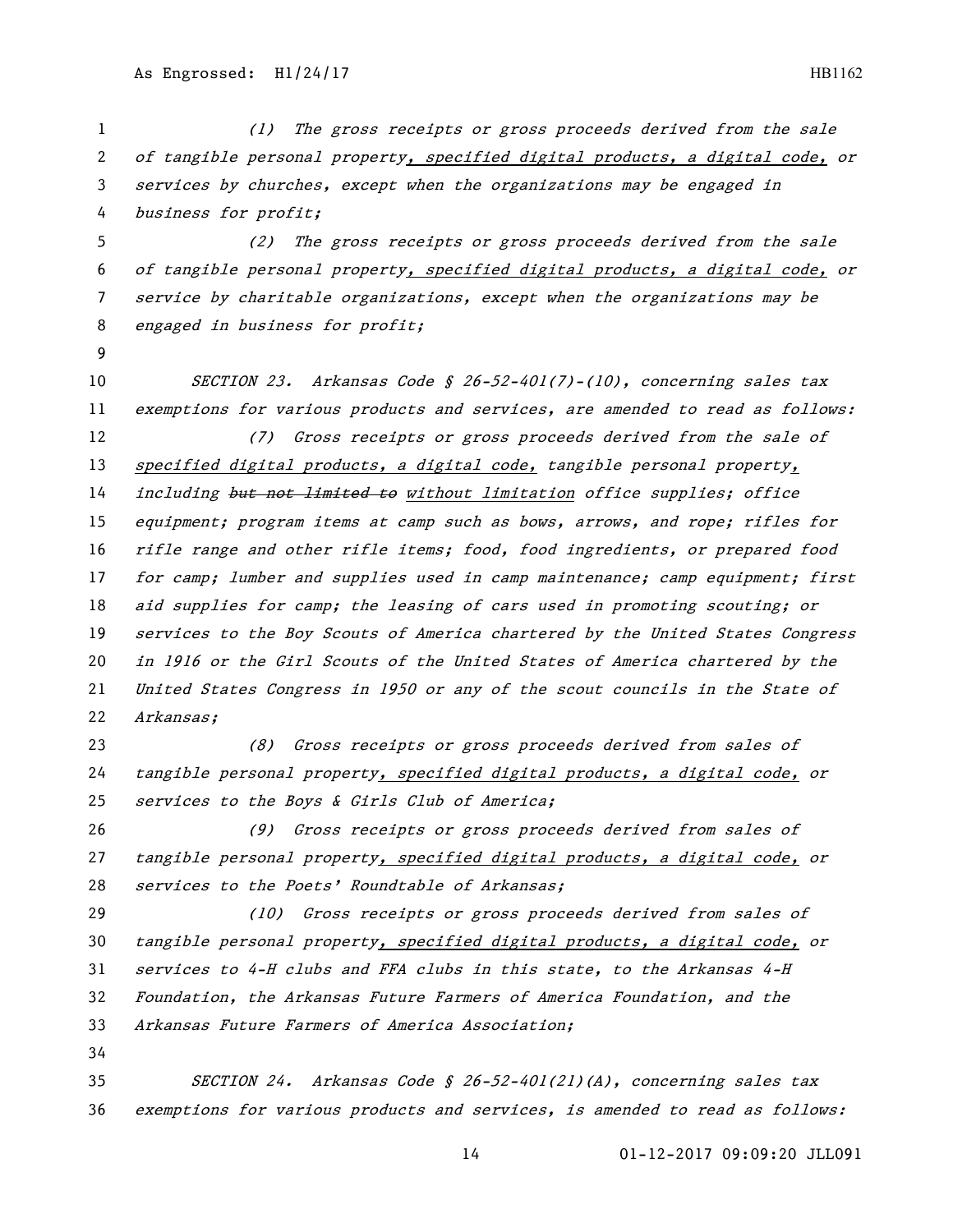(1) The gross receipts or gross proceeds derived from the sale of tangible personal property, specified digital products, a digital code, or services by churches, except when the organizations may be engaged in business for profit;

(2) The gross receipts or gross proceeds derived from the sale of tangible personal property, specified digital products, a digital code, or service by charitable organizations, except when the organizations may be engaged in business for profit;

SECTION 23. Arkansas Code § 26-52-401(7)-(10), concerning sales tax exemptions for various products and services, are amended to read as follows:

(7) Gross receipts or gross proceeds derived from the sale of specified digital products, a digital code, tangible personal property, including ~~but not limited to~~ without limitation office supplies; office equipment; program items at camp such as bows, arrows, and rope; rifles for rifle range and other rifle items; food, food ingredients, or prepared food for camp; lumber and supplies used in camp maintenance; camp equipment; first aid supplies for camp; the leasing of cars used in promoting scouting; or services to the Boy Scouts of America chartered by the United States Congress in 1916 or the Girl Scouts of the United States of America chartered by the United States Congress in 1950 or any of the scout councils in the State of Arkansas;

(8) Gross receipts or gross proceeds derived from sales of tangible personal property, specified digital products, a digital code, or services to the Boys & Girls Club of America;

(9) Gross receipts or gross proceeds derived from sales of tangible personal property, specified digital products, a digital code, or services to the Poets' Roundtable of Arkansas;

(10) Gross receipts or gross proceeds derived from sales of tangible personal property, specified digital products, a digital code, or services to 4-H clubs and FFA clubs in this state, to the Arkansas 4-H Foundation, the Arkansas Future Farmers of America Foundation, and the Arkansas Future Farmers of America Association;

SECTION 24. Arkansas Code § 26-52-401(21)(A), concerning sales tax exemptions for various products and services, is amended to read as follows: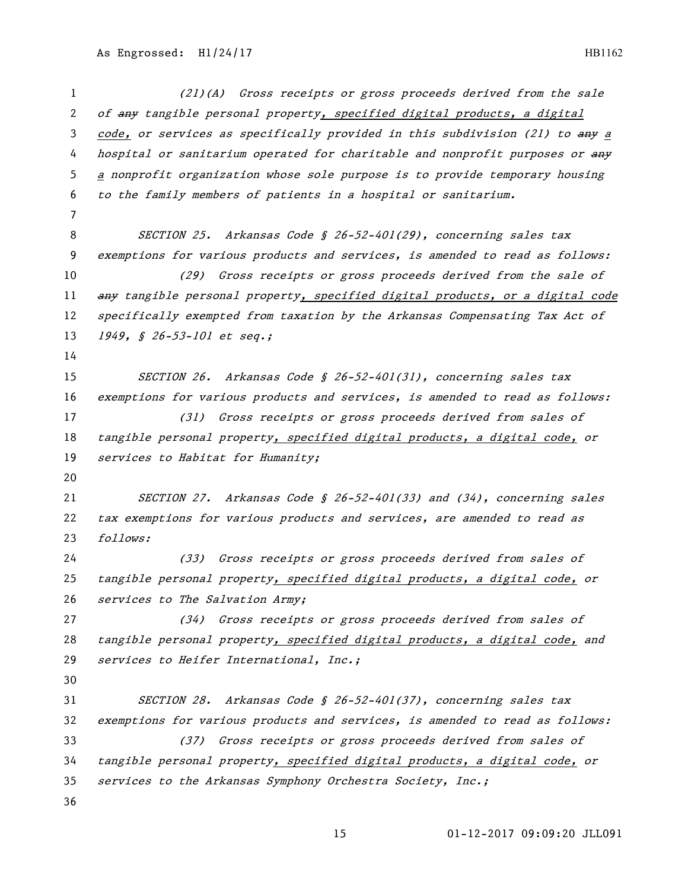(21)(A) Gross receipts or gross proceeds derived from the sale of ~~any~~ tangible personal property, specified digital products, a digital code, or services as specifically provided in this subdivision (21) to ~~any~~ a hospital or sanitarium operated for charitable and nonprofit purposes or ~~any~~ a nonprofit organization whose sole purpose is to provide temporary housing to the family members of patients in a hospital or sanitarium.

SECTION 25. Arkansas Code § 26-52-401(29), concerning sales tax exemptions for various products and services, is amended to read as follows:

(29) Gross receipts or gross proceeds derived from the sale of ~~any~~ tangible personal property, specified digital products, or a digital code specifically exempted from taxation by the Arkansas Compensating Tax Act of 1949, § 26-53-101 et seq.;

SECTION 26. Arkansas Code § 26-52-401(31), concerning sales tax exemptions for various products and services, is amended to read as follows:

(31) Gross receipts or gross proceeds derived from sales of tangible personal property, specified digital products, a digital code, or services to Habitat for Humanity;

SECTION 27. Arkansas Code § 26-52-401(33) and (34), concerning sales tax exemptions for various products and services, are amended to read as follows:

(33) Gross receipts or gross proceeds derived from sales of tangible personal property, specified digital products, a digital code, or services to The Salvation Army;

(34) Gross receipts or gross proceeds derived from sales of tangible personal property, specified digital products, a digital code, and services to Heifer International, Inc.;

SECTION 28. Arkansas Code § 26-52-401(37), concerning sales tax exemptions for various products and services, is amended to read as follows:

(37) Gross receipts or gross proceeds derived from sales of tangible personal property, specified digital products, a digital code, or services to the Arkansas Symphony Orchestra Society, Inc.;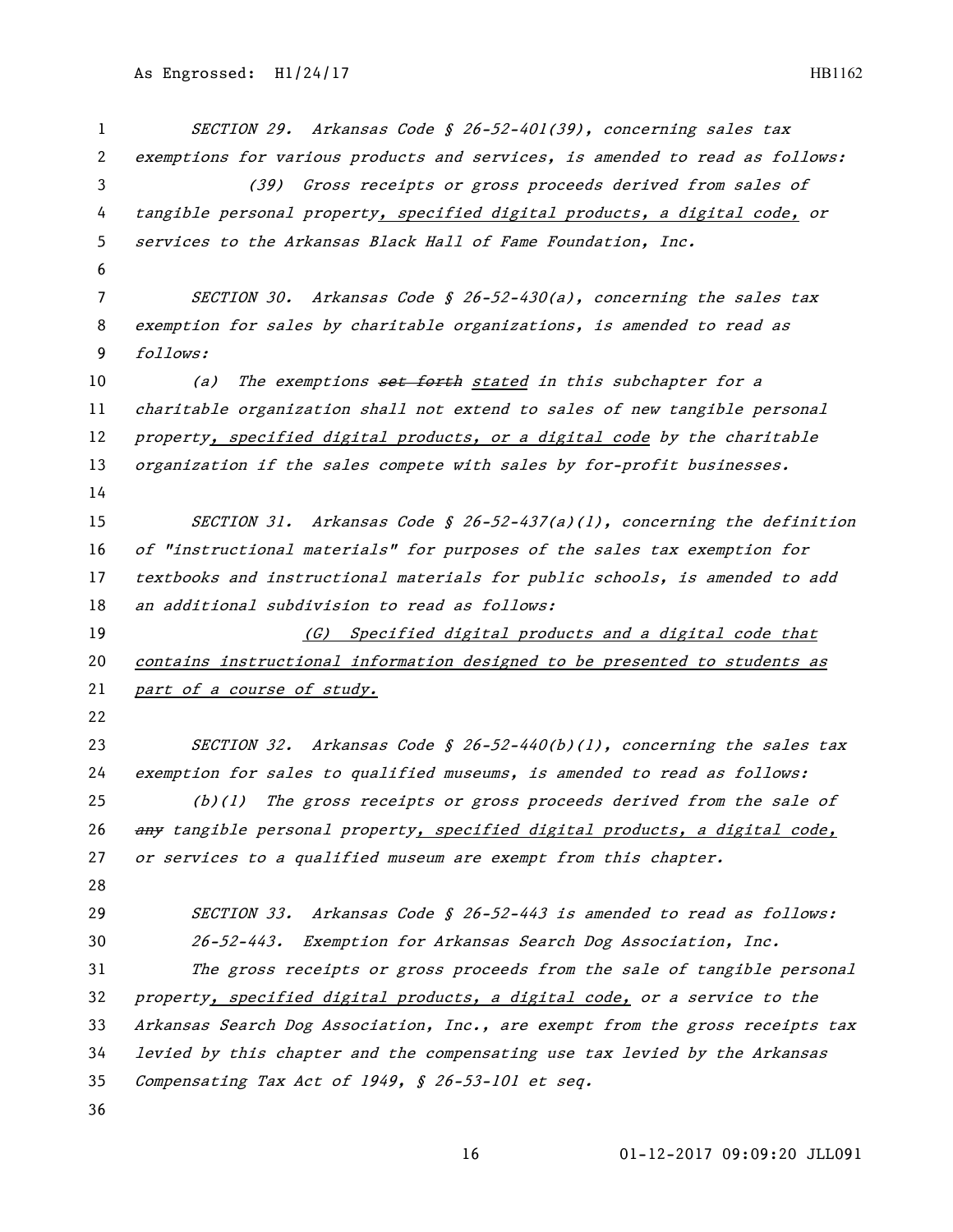SECTION 29. Arkansas Code § 26-52-401(39), concerning sales tax exemptions for various products and services, is amended to read as follows:

(39) Gross receipts or gross proceeds derived from sales of tangible personal property, specified digital products, a digital code, or services to the Arkansas Black Hall of Fame Foundation, Inc.

SECTION 30. Arkansas Code § 26-52-430(a), concerning the sales tax exemption for sales by charitable organizations, is amended to read as follows:

(a) The exemptions ~~set forth~~ stated in this subchapter for a charitable organization shall not extend to sales of new tangible personal property, specified digital products, or a digital code by the charitable organization if the sales compete with sales by for-profit businesses.

SECTION 31. Arkansas Code § 26-52-437(a)(1), concerning the definition of "instructional materials" for purposes of the sales tax exemption for textbooks and instructional materials for public schools, is amended to add an additional subdivision to read as follows:

(G) Specified digital products and a digital code that contains instructional information designed to be presented to students as part of a course of study.

SECTION 32. Arkansas Code § 26-52-440(b)(1), concerning the sales tax exemption for sales to qualified museums, is amended to read as follows:

(b)(1) The gross receipts or gross proceeds derived from the sale of ~~any~~ tangible personal property, specified digital products, a digital code, or services to a qualified museum are exempt from this chapter.

SECTION 33. Arkansas Code § 26-52-443 is amended to read as follows:

26-52-443. Exemption for Arkansas Search Dog Association, Inc.

The gross receipts or gross proceeds from the sale of tangible personal property, specified digital products, a digital code, or a service to the Arkansas Search Dog Association, Inc., are exempt from the gross receipts tax levied by this chapter and the compensating use tax levied by the Arkansas Compensating Tax Act of 1949, § 26-53-101 et seq.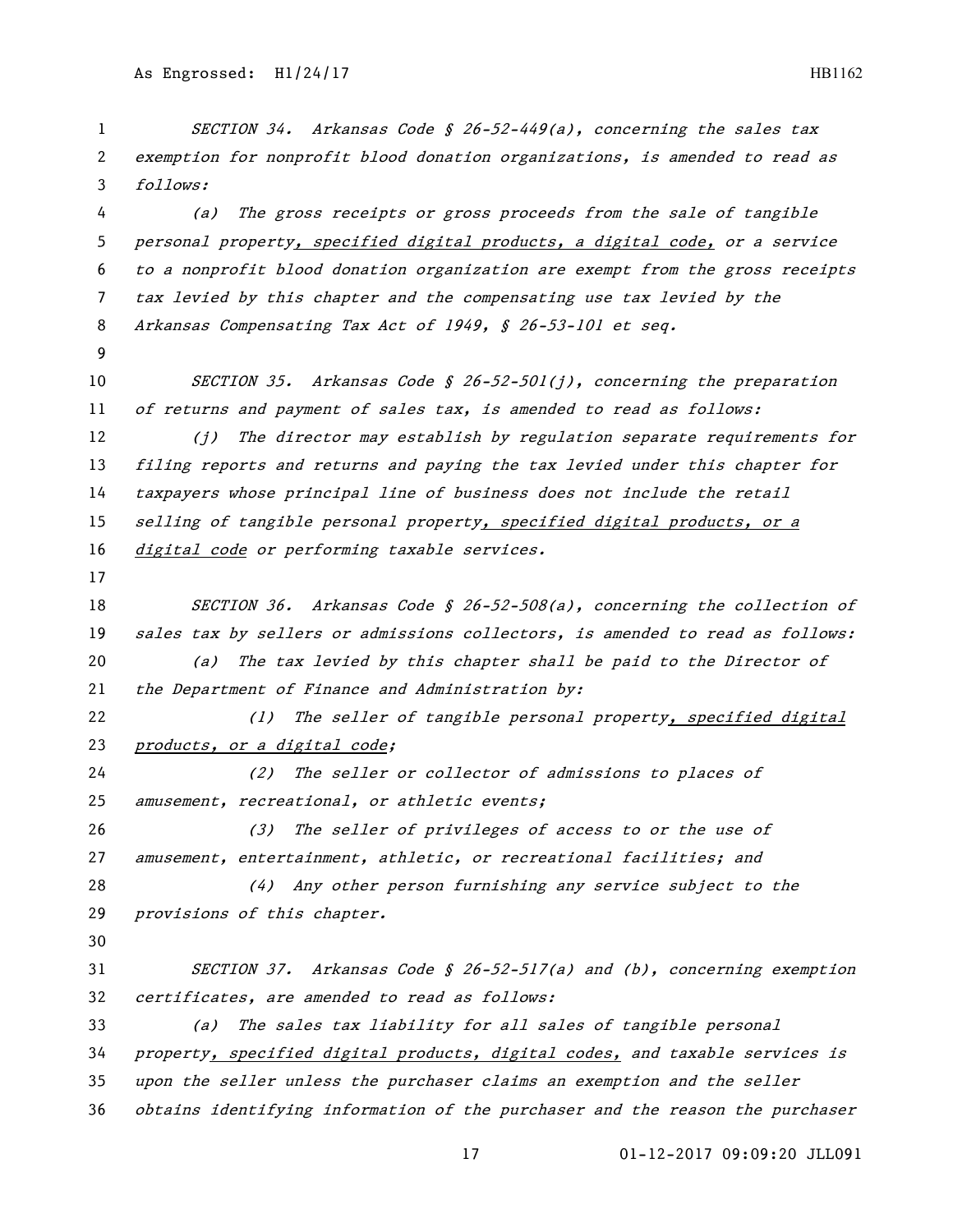SECTION 34. Arkansas Code § 26-52-449(a), concerning the sales tax exemption for nonprofit blood donation organizations, is amended to read as follows:

(a) The gross receipts or gross proceeds from the sale of tangible personal property, specified digital products, a digital code, or a service to a nonprofit blood donation organization are exempt from the gross receipts tax levied by this chapter and the compensating use tax levied by the Arkansas Compensating Tax Act of 1949, § 26-53-101 et seq.

SECTION 35. Arkansas Code § 26-52-501(j), concerning the preparation of returns and payment of sales tax, is amended to read as follows:

(j) The director may establish by regulation separate requirements for filing reports and returns and paying the tax levied under this chapter for taxpayers whose principal line of business does not include the retail selling of tangible personal property, specified digital products, or a digital code or performing taxable services.

SECTION 36. Arkansas Code § 26-52-508(a), concerning the collection of sales tax by sellers or admissions collectors, is amended to read as follows:

(a) The tax levied by this chapter shall be paid to the Director of the Department of Finance and Administration by:

(1) The seller of tangible personal property, specified digital products, or a digital code;

(2) The seller or collector of admissions to places of amusement, recreational, or athletic events;

(3) The seller of privileges of access to or the use of amusement, entertainment, athletic, or recreational facilities; and

(4) Any other person furnishing any service subject to the provisions of this chapter.

SECTION 37. Arkansas Code § 26-52-517(a) and (b), concerning exemption certificates, are amended to read as follows:

(a) The sales tax liability for all sales of tangible personal property, specified digital products, digital codes, and taxable services is upon the seller unless the purchaser claims an exemption and the seller obtains identifying information of the purchaser and the reason the purchaser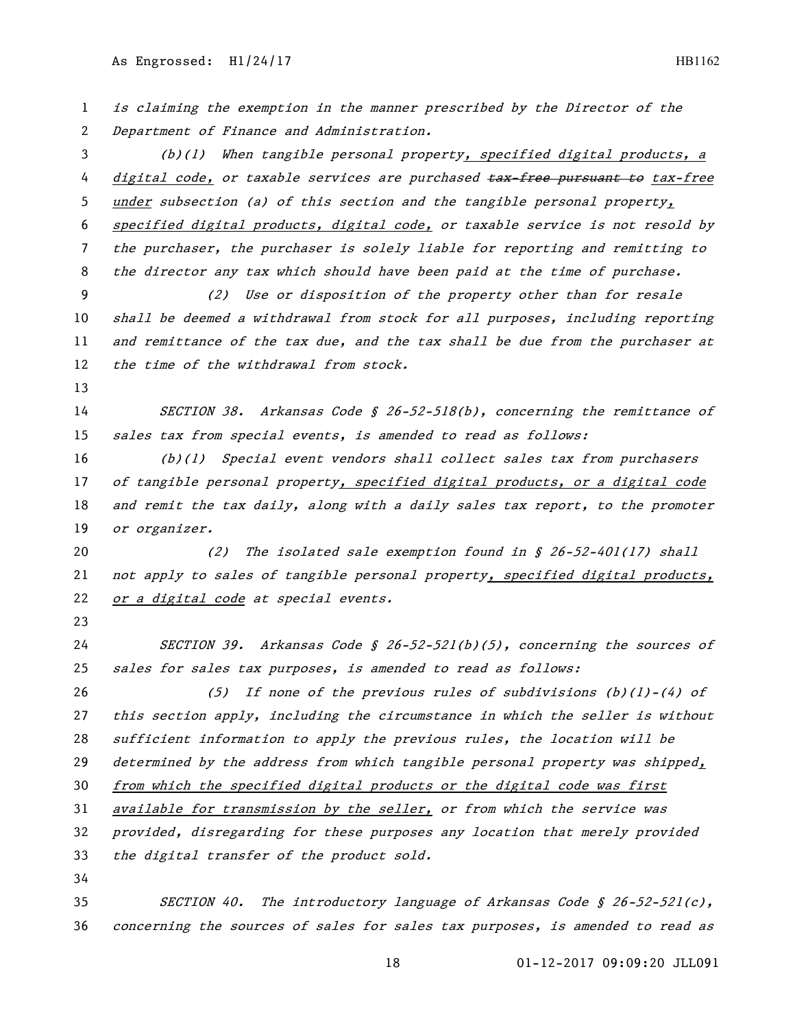is claiming the exemption in the manner prescribed by the Director of the Department of Finance and Administration.

(b)(1) When tangible personal property, specified digital products, a digital code, or taxable services are purchased ~~tax-free pursuant to~~ tax-free under subsection (a) of this section and the tangible personal property, specified digital products, digital code, or taxable service is not resold by the purchaser, the purchaser is solely liable for reporting and remitting to the director any tax which should have been paid at the time of purchase.

(2) Use or disposition of the property other than for resale shall be deemed a withdrawal from stock for all purposes, including reporting and remittance of the tax due, and the tax shall be due from the purchaser at the time of the withdrawal from stock.

SECTION 38. Arkansas Code § 26-52-518(b), concerning the remittance of sales tax from special events, is amended to read as follows:

(b)(1) Special event vendors shall collect sales tax from purchasers of tangible personal property, specified digital products, or a digital code and remit the tax daily, along with a daily sales tax report, to the promoter or organizer.

(2) The isolated sale exemption found in § 26-52-401(17) shall not apply to sales of tangible personal property, specified digital products, or a digital code at special events.

SECTION 39. Arkansas Code § 26-52-521(b)(5), concerning the sources of sales for sales tax purposes, is amended to read as follows:

(5) If none of the previous rules of subdivisions (b)(1)-(4) of this section apply, including the circumstance in which the seller is without sufficient information to apply the previous rules, the location will be determined by the address from which tangible personal property was shipped, from which the specified digital products or the digital code was first available for transmission by the seller, or from which the service was provided, disregarding for these purposes any location that merely provided the digital transfer of the product sold.

SECTION 40. The introductory language of Arkansas Code § 26-52-521(c), concerning the sources of sales for sales tax purposes, is amended to read as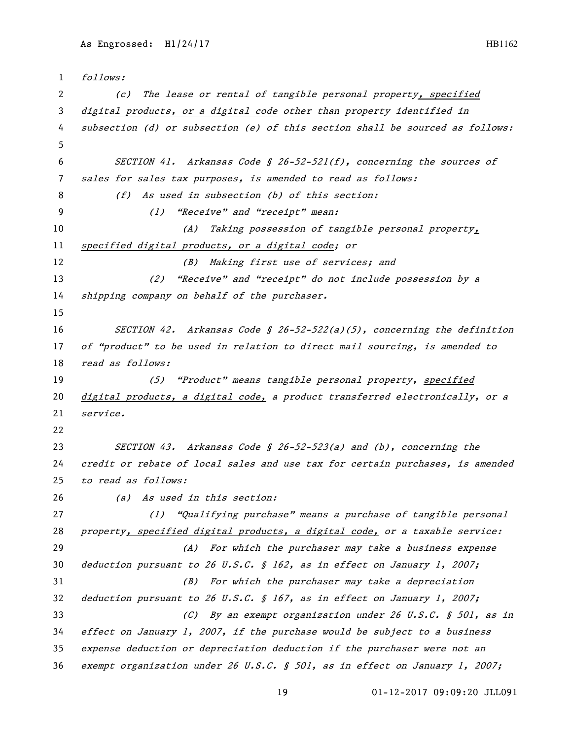*follows:*

*(c) The lease or rental of tangible personal property<u>, specified digital products, or a digital code</u> other than property identified in subsection (d) or subsection (e) of this section shall be sourced as follows:*

*SECTION 41. Arkansas Code § 26-52-521(f), concerning the sources of sales for sales tax purposes, is amended to read as follows:*

*(f) As used in subsection (b) of this section:*

*(1) "Receive" and "receipt" mean:*

*(A) Taking possession of tangible personal property<u>, specified digital products, or a digital code</u>; or*

*(B) Making first use of services; and*

*(2) "Receive" and "receipt" do not include possession by a shipping company on behalf of the purchaser.*

*SECTION 42. Arkansas Code § 26-52-522(a)(5), concerning the definition of "product" to be used in relation to direct mail sourcing, is amended to read as follows:*

*(5) "Product" means tangible personal property, <u>specified digital products, a digital code,</u> a product transferred electronically, or a service.*

*SECTION 43. Arkansas Code § 26-52-523(a) and (b), concerning the credit or rebate of local sales and use tax for certain purchases, is amended to read as follows:*

*(a) As used in this section:*

*(1) "Qualifying purchase" means a purchase of tangible personal property<u>, specified digital products, a digital code,</u> or a taxable service:*

*(A) For which the purchaser may take a business expense deduction pursuant to 26 U.S.C. § 162, as in effect on January 1, 2007;*

*(B) For which the purchaser may take a depreciation deduction pursuant to 26 U.S.C. § 167, as in effect on January 1, 2007;*

*(C) By an exempt organization under 26 U.S.C. § 501, as in effect on January 1, 2007, if the purchase would be subject to a business expense deduction or depreciation deduction if the purchaser were not an exempt organization under 26 U.S.C. § 501, as in effect on January 1, 2007;*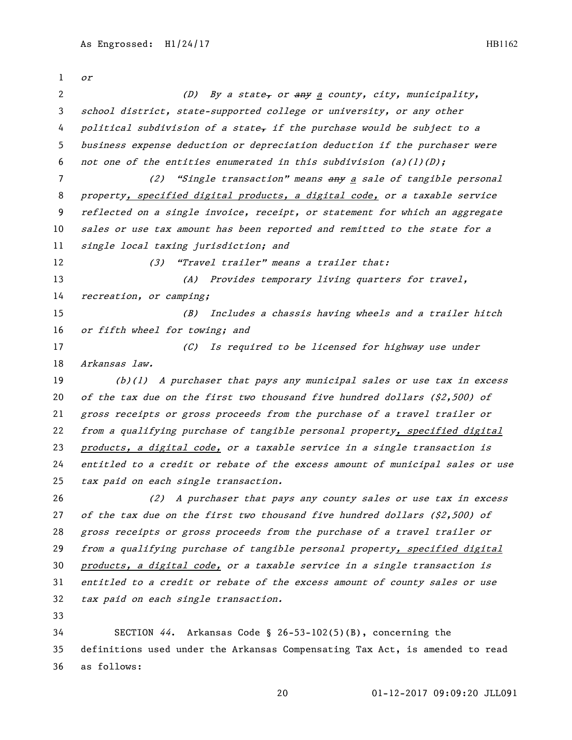*or*

*(D) By a state~~,~~ or ~~any~~ a county, city, municipality, school district, state-supported college or university, or any other political subdivision of a state~~,~~ if the purchase would be subject to a business expense deduction or depreciation deduction if the purchaser were not one of the entities enumerated in this subdivision (a)(1)(D);*

*(2) "Single transaction" means ~~any~~ a sale of tangible personal property, specified digital products, a digital code, or a taxable service reflected on a single invoice, receipt, or statement for which an aggregate sales or use tax amount has been reported and remitted to the state for a single local taxing jurisdiction; and*

*(3) "Travel trailer" means a trailer that:*

*(A) Provides temporary living quarters for travel, recreation, or camping;*

*(B) Includes a chassis having wheels and a trailer hitch or fifth wheel for towing; and*

*(C) Is required to be licensed for highway use under Arkansas law.*

*(b)(1) A purchaser that pays any municipal sales or use tax in excess of the tax due on the first two thousand five hundred dollars ($2,500) of gross receipts or gross proceeds from the purchase of a travel trailer or from a qualifying purchase of tangible personal property, specified digital products, a digital code, or a taxable service in a single transaction is entitled to a credit or rebate of the excess amount of municipal sales or use tax paid on each single transaction.*

*(2) A purchaser that pays any county sales or use tax in excess of the tax due on the first two thousand five hundred dollars ($2,500) of gross receipts or gross proceeds from the purchase of a travel trailer or from a qualifying purchase of tangible personal property, specified digital products, a digital code, or a taxable service in a single transaction is entitled to a credit or rebate of the excess amount of county sales or use tax paid on each single transaction.*

SECTION *44*. Arkansas Code § 26-53-102(5)(B), concerning the definitions used under the Arkansas Compensating Tax Act, is amended to read as follows: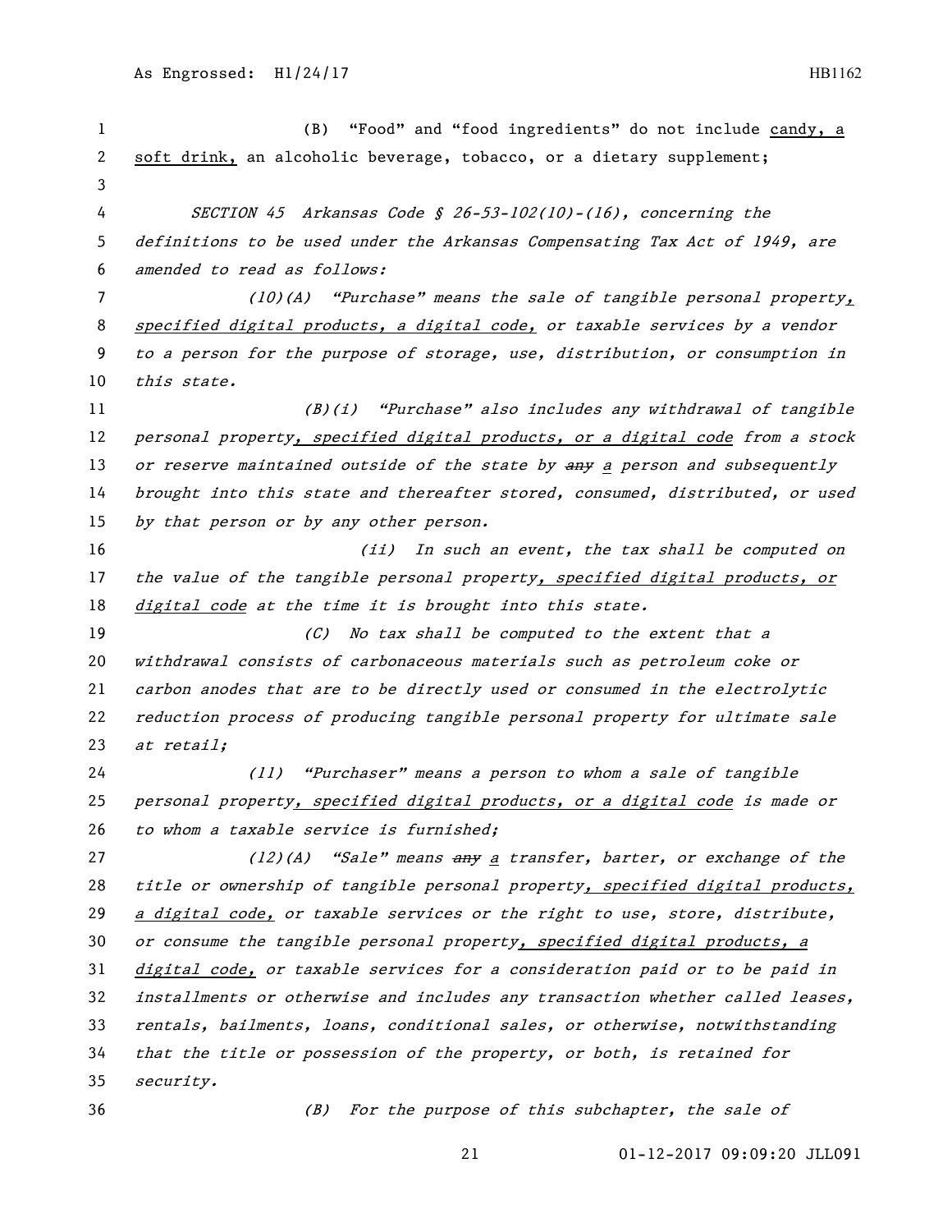(B) "Food" and "food ingredients" do not include candy, a soft drink, an alcoholic beverage, tobacco, or a dietary supplement;

*SECTION 45 Arkansas Code § 26-53-102(10)-(16), concerning the definitions to be used under the Arkansas Compensating Tax Act of 1949, are amended to read as follows:*

*(10)(A) "Purchase" means the sale of tangible personal property, specified digital products, a digital code, or taxable services by a vendor to a person for the purpose of storage, use, distribution, or consumption in this state.*

*(B)(i) "Purchase" also includes any withdrawal of tangible personal property, specified digital products, or a digital code from a stock or reserve maintained outside of the state by ~~any~~ a person and subsequently brought into this state and thereafter stored, consumed, distributed, or used by that person or by any other person.*

*(ii) In such an event, the tax shall be computed on the value of the tangible personal property, specified digital products, or digital code at the time it is brought into this state.*

*(C) No tax shall be computed to the extent that a withdrawal consists of carbonaceous materials such as petroleum coke or carbon anodes that are to be directly used or consumed in the electrolytic reduction process of producing tangible personal property for ultimate sale at retail;*

*(11) "Purchaser" means a person to whom a sale of tangible personal property, specified digital products, or a digital code is made or to whom a taxable service is furnished;*

*(12)(A) "Sale" means ~~any~~ a transfer, barter, or exchange of the title or ownership of tangible personal property, specified digital products, a digital code, or taxable services or the right to use, store, distribute, or consume the tangible personal property, specified digital products, a digital code, or taxable services for a consideration paid or to be paid in installments or otherwise and includes any transaction whether called leases, rentals, bailments, loans, conditional sales, or otherwise, notwithstanding that the title or possession of the property, or both, is retained for security.*

*(B) For the purpose of this subchapter, the sale of*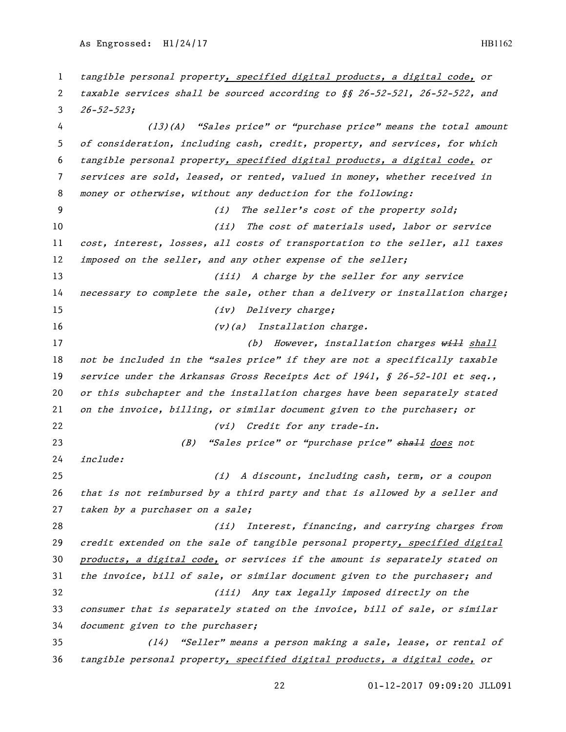tangible personal property, specified digital products, a digital code, or taxable services shall be sourced according to §§ 26-52-521, 26-52-522, and 26-52-523;

(13)(A) "Sales price" or "purchase price" means the total amount of consideration, including cash, credit, property, and services, for which tangible personal property, specified digital products, a digital code, or services are sold, leased, or rented, valued in money, whether received in money or otherwise, without any deduction for the following:

(i) The seller's cost of the property sold;

(ii) The cost of materials used, labor or service cost, interest, losses, all costs of transportation to the seller, all taxes imposed on the seller, and any other expense of the seller;

(iii) A charge by the seller for any service necessary to complete the sale, other than a delivery or installation charge;

(iv) Delivery charge;

(v)(a) Installation charge.

(b) However, installation charges ~~will~~ shall not be included in the "sales price" if they are not a specifically taxable service under the Arkansas Gross Receipts Act of 1941, § 26-52-101 et seq., or this subchapter and the installation charges have been separately stated on the invoice, billing, or similar document given to the purchaser; or

(vi) Credit for any trade-in.

(B) "Sales price" or "purchase price" ~~shall~~ does not include:

(i) A discount, including cash, term, or a coupon that is not reimbursed by a third party and that is allowed by a seller and taken by a purchaser on a sale;

(ii) Interest, financing, and carrying charges from credit extended on the sale of tangible personal property, specified digital products, a digital code, or services if the amount is separately stated on the invoice, bill of sale, or similar document given to the purchaser; and

(iii) Any tax legally imposed directly on the consumer that is separately stated on the invoice, bill of sale, or similar document given to the purchaser;

(14) "Seller" means a person making a sale, lease, or rental of tangible personal property, specified digital products, a digital code, or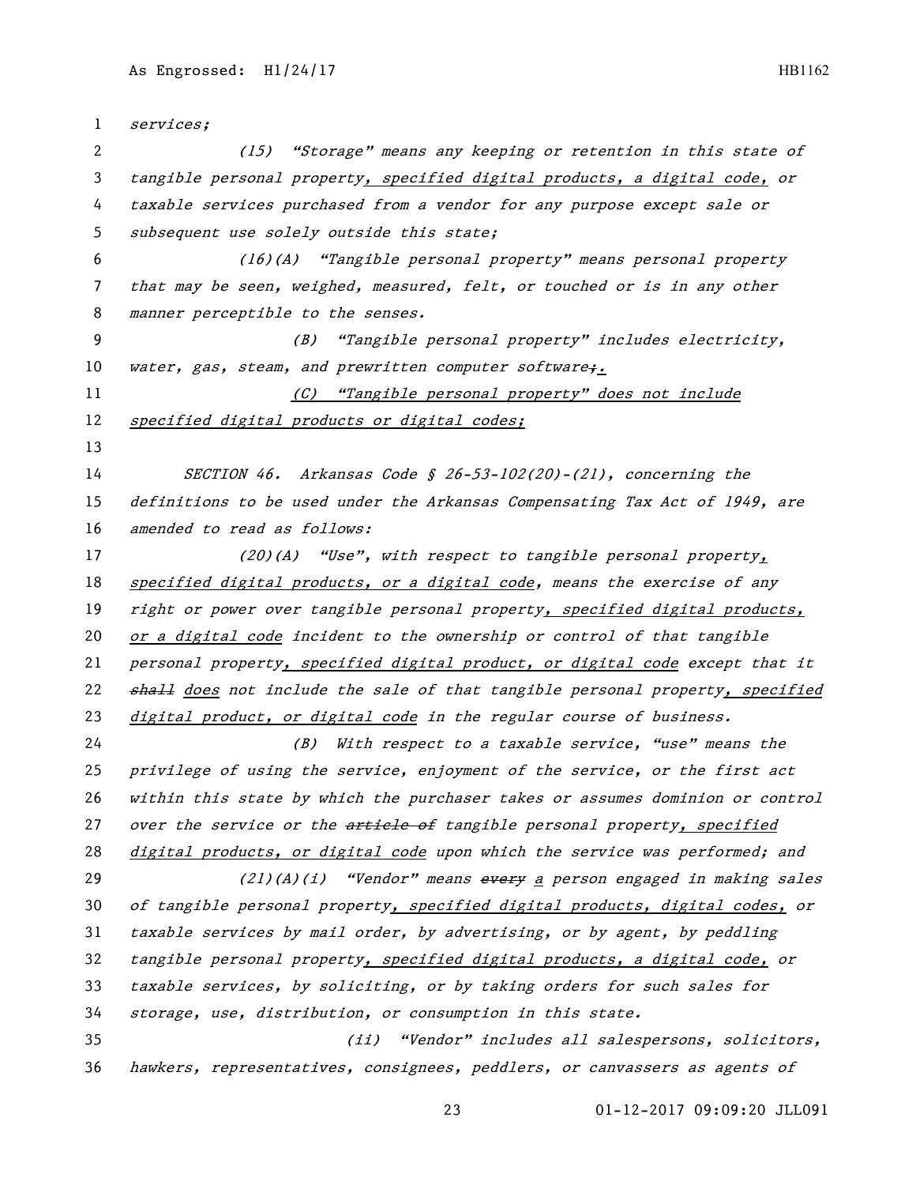*services;*

*(15) "Storage" means any keeping or retention in this state of tangible personal property, specified digital products, a digital code, or taxable services purchased from a vendor for any purpose except sale or subsequent use solely outside this state;*

*(16)(A) "Tangible personal property" means personal property that may be seen, weighed, measured, felt, or touched or is in any other manner perceptible to the senses.*

*(B) "Tangible personal property" includes electricity, water, gas, steam, and prewritten computer software~~;~~.*

*(C) "Tangible personal property" does not include specified digital products or digital codes;*

*SECTION 46. Arkansas Code § 26-53-102(20)-(21), concerning the definitions to be used under the Arkansas Compensating Tax Act of 1949, are amended to read as follows:*

*(20)(A) "Use", with respect to tangible personal property, specified digital products, or a digital code, means the exercise of any right or power over tangible personal property, specified digital products, or a digital code incident to the ownership or control of that tangible personal property, specified digital product, or digital code except that it ~~shall~~ does not include the sale of that tangible personal property, specified digital product, or digital code in the regular course of business.*

*(B) With respect to a taxable service, "use" means the privilege of using the service, enjoyment of the service, or the first act within this state by which the purchaser takes or assumes dominion or control over the service or the ~~article of~~ tangible personal property, specified digital products, or digital code upon which the service was performed; and*

*(21)(A)(i) "Vendor" means ~~every~~ a person engaged in making sales of tangible personal property, specified digital products, digital codes, or taxable services by mail order, by advertising, or by agent, by peddling tangible personal property, specified digital products, a digital code, or taxable services, by soliciting, or by taking orders for such sales for storage, use, distribution, or consumption in this state.*

*(ii) "Vendor" includes all salespersons, solicitors, hawkers, representatives, consignees, peddlers, or canvassers as agents of*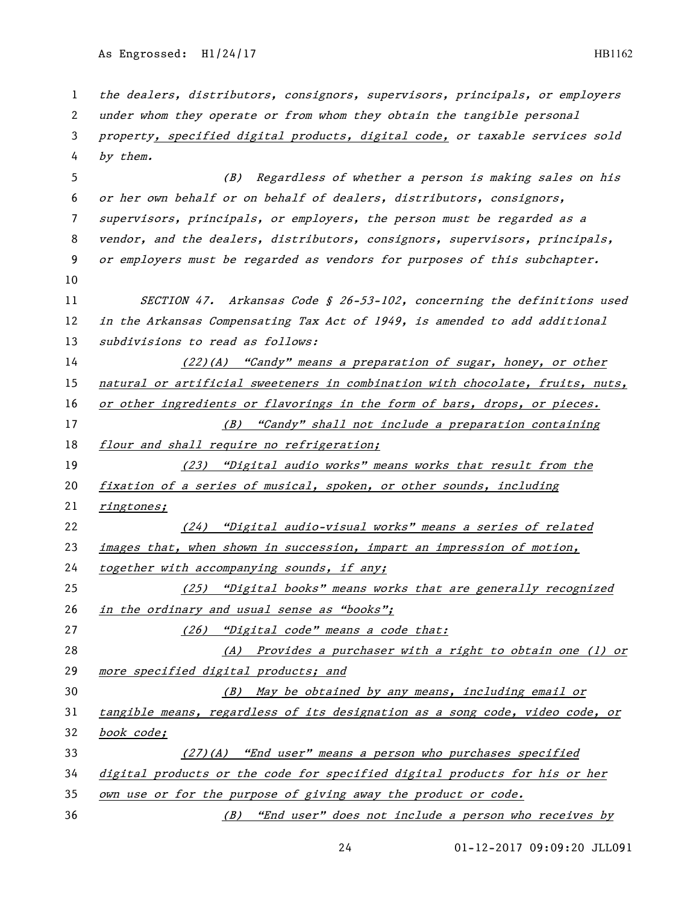the dealers, distributors, consignors, supervisors, principals, or employers under whom they operate or from whom they obtain the tangible personal property, specified digital products, digital code, or taxable services sold by them.

(B) Regardless of whether a person is making sales on his or her own behalf or on behalf of dealers, distributors, consignors, supervisors, principals, or employers, the person must be regarded as a vendor, and the dealers, distributors, consignors, supervisors, principals, or employers must be regarded as vendors for purposes of this subchapter.

SECTION 47. Arkansas Code § 26-53-102, concerning the definitions used in the Arkansas Compensating Tax Act of 1949, is amended to add additional subdivisions to read as follows:

(22)(A) "Candy" means a preparation of sugar, honey, or other natural or artificial sweeteners in combination with chocolate, fruits, nuts, or other ingredients or flavorings in the form of bars, drops, or pieces.

(B) "Candy" shall not include a preparation containing flour and shall require no refrigeration;

(23) "Digital audio works" means works that result from the fixation of a series of musical, spoken, or other sounds, including ringtones;

(24) "Digital audio-visual works" means a series of related images that, when shown in succession, impart an impression of motion, together with accompanying sounds, if any;

(25) "Digital books" means works that are generally recognized in the ordinary and usual sense as "books";

(26) "Digital code" means a code that:

(A) Provides a purchaser with a right to obtain one (1) or more specified digital products; and

(B) May be obtained by any means, including email or tangible means, regardless of its designation as a song code, video code, or book code;

(27)(A) "End user" means a person who purchases specified digital products or the code for specified digital products for his or her own use or for the purpose of giving away the product or code.

(B) "End user" does not include a person who receives by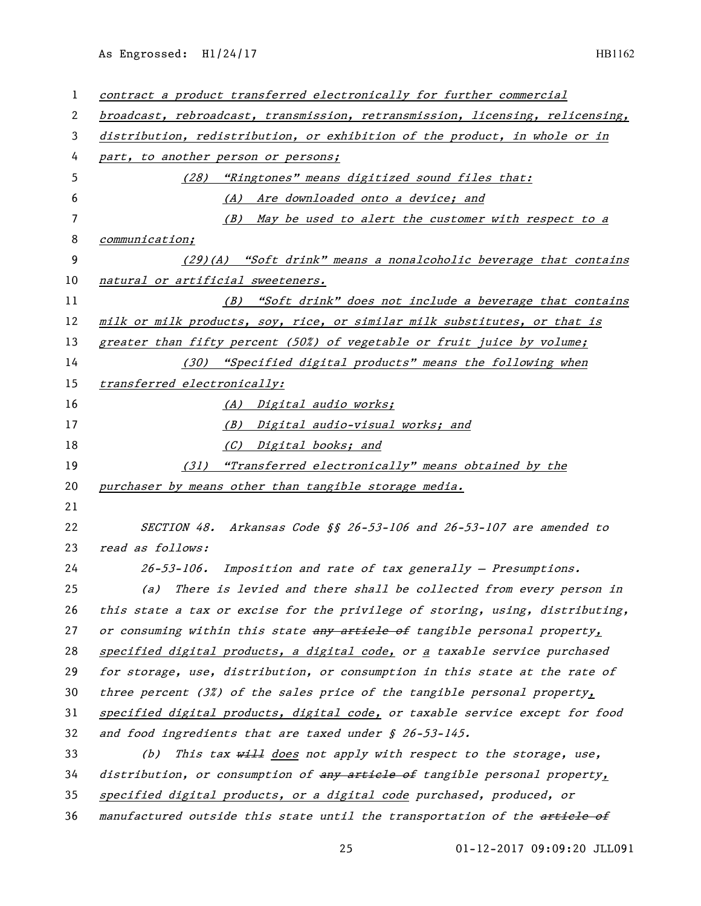contract a product transferred electronically for further commercial broadcast, rebroadcast, transmission, retransmission, licensing, relicensing, distribution, redistribution, or exhibition of the product, in whole or in part, to another person or persons;

(28) "Ringtones" means digitized sound files that:

(A) Are downloaded onto a device; and

(B) May be used to alert the customer with respect to a communication;

(29)(A) "Soft drink" means a nonalcoholic beverage that contains natural or artificial sweeteners.

(B) "Soft drink" does not include a beverage that contains milk or milk products, soy, rice, or similar milk substitutes, or that is greater than fifty percent (50%) of vegetable or fruit juice by volume;

(30) "Specified digital products" means the following when transferred electronically:

(A) Digital audio works;

(B) Digital audio-visual works; and

(C) Digital books; and

(31) "Transferred electronically" means obtained by the purchaser by means other than tangible storage media.

SECTION 48. Arkansas Code §§ 26-53-106 and 26-53-107 are amended to read as follows:

26-53-106. Imposition and rate of tax generally — Presumptions.

(a) There is levied and there shall be collected from every person in this state a tax or excise for the privilege of storing, using, distributing, or consuming within this state ~~any article of~~ tangible personal property, specified digital products, a digital code, or a taxable service purchased for storage, use, distribution, or consumption in this state at the rate of three percent (3%) of the sales price of the tangible personal property, specified digital products, digital code, or taxable service except for food and food ingredients that are taxed under § 26-53-145.

(b) This tax ~~will~~ does not apply with respect to the storage, use, distribution, or consumption of ~~any article of~~ tangible personal property, specified digital products, or a digital code purchased, produced, or manufactured outside this state until the transportation of the ~~article of~~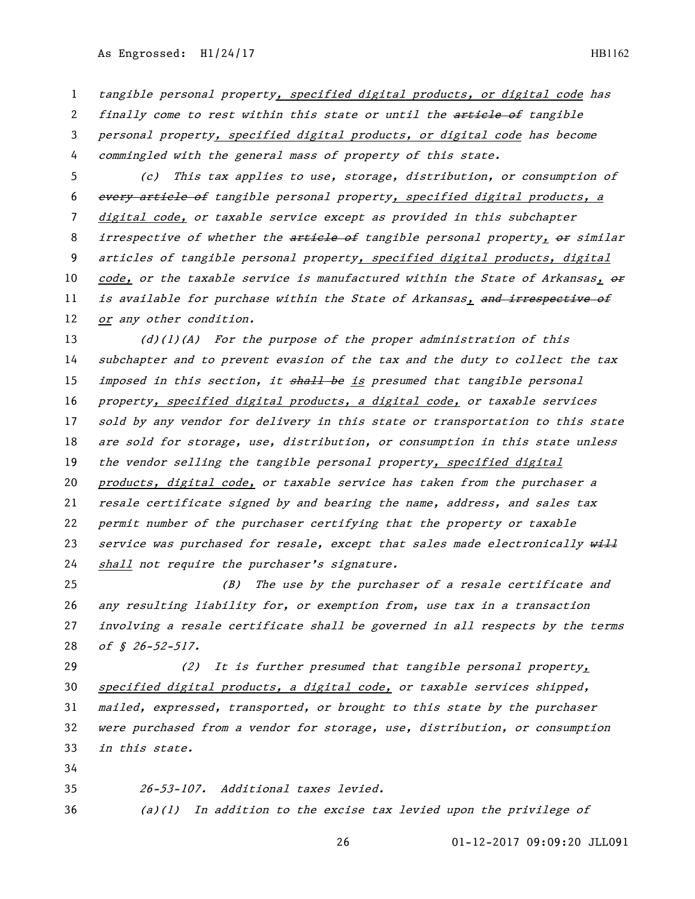*tangible personal property, specified digital products, or digital code has finally come to rest within this state or until the ~~article of~~ tangible personal property, specified digital products, or digital code has become commingled with the general mass of property of this state.*

*(c) This tax applies to use, storage, distribution, or consumption of ~~every article of~~ tangible personal property, specified digital products, a digital code, or taxable service except as provided in this subchapter irrespective of whether the ~~article of~~ tangible personal property, ~~or~~ similar articles of tangible personal property, specified digital products, digital code, or the taxable service is manufactured within the State of Arkansas, ~~or~~ is available for purchase within the State of Arkansas, ~~and irrespective of~~ or any other condition.*

*(d)(1)(A) For the purpose of the proper administration of this subchapter and to prevent evasion of the tax and the duty to collect the tax imposed in this section, it ~~shall be~~ is presumed that tangible personal property, specified digital products, a digital code, or taxable services sold by any vendor for delivery in this state or transportation to this state are sold for storage, use, distribution, or consumption in this state unless the vendor selling the tangible personal property, specified digital products, digital code, or taxable service has taken from the purchaser a resale certificate signed by and bearing the name, address, and sales tax permit number of the purchaser certifying that the property or taxable service was purchased for resale, except that sales made electronically ~~will~~ shall not require the purchaser's signature.*

*(B) The use by the purchaser of a resale certificate and any resulting liability for, or exemption from, use tax in a transaction involving a resale certificate shall be governed in all respects by the terms of § 26-52-517.*

*(2) It is further presumed that tangible personal property, specified digital products, a digital code, or taxable services shipped, mailed, expressed, transported, or brought to this state by the purchaser were purchased from a vendor for storage, use, distribution, or consumption in this state.*

*26-53-107. Additional taxes levied.*

*(a)(1) In addition to the excise tax levied upon the privilege of*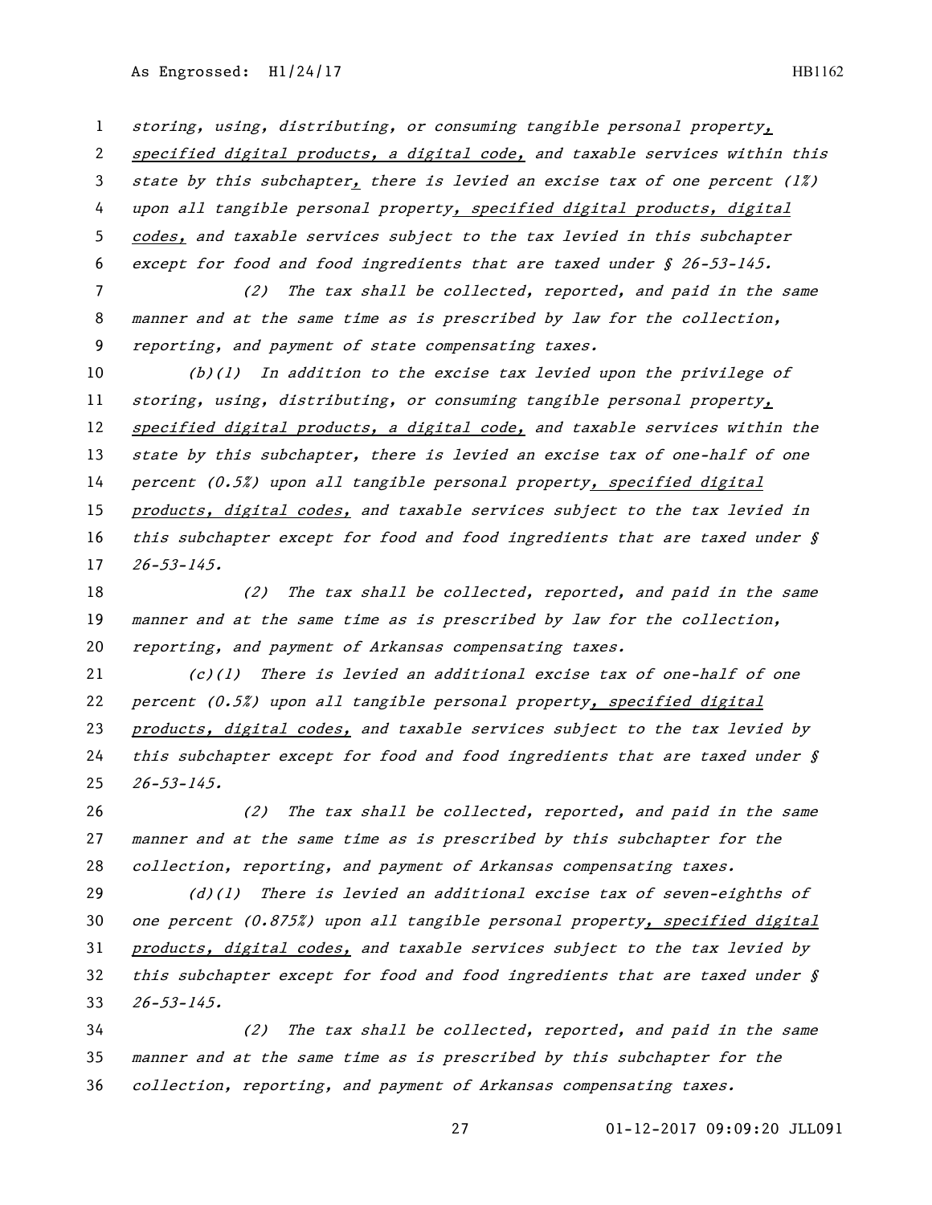*storing, using, distributing, or consuming tangible personal property, specified digital products, a digital code, and taxable services within this state by this subchapter, there is levied an excise tax of one percent (1%) upon all tangible personal property, specified digital products, digital codes, and taxable services subject to the tax levied in this subchapter except for food and food ingredients that are taxed under § 26-53-145.*

*(2) The tax shall be collected, reported, and paid in the same manner and at the same time as is prescribed by law for the collection, reporting, and payment of state compensating taxes.*

*(b)(1) In addition to the excise tax levied upon the privilege of storing, using, distributing, or consuming tangible personal property, specified digital products, a digital code, and taxable services within the state by this subchapter, there is levied an excise tax of one-half of one percent (0.5%) upon all tangible personal property, specified digital products, digital codes, and taxable services subject to the tax levied in this subchapter except for food and food ingredients that are taxed under § 26-53-145.*

*(2) The tax shall be collected, reported, and paid in the same manner and at the same time as is prescribed by law for the collection, reporting, and payment of Arkansas compensating taxes.*

*(c)(1) There is levied an additional excise tax of one-half of one percent (0.5%) upon all tangible personal property, specified digital products, digital codes, and taxable services subject to the tax levied by this subchapter except for food and food ingredients that are taxed under § 26-53-145.*

*(2) The tax shall be collected, reported, and paid in the same manner and at the same time as is prescribed by this subchapter for the collection, reporting, and payment of Arkansas compensating taxes.*

*(d)(1) There is levied an additional excise tax of seven-eighths of one percent (0.875%) upon all tangible personal property, specified digital products, digital codes, and taxable services subject to the tax levied by this subchapter except for food and food ingredients that are taxed under § 26-53-145.*

*(2) The tax shall be collected, reported, and paid in the same manner and at the same time as is prescribed by this subchapter for the collection, reporting, and payment of Arkansas compensating taxes.*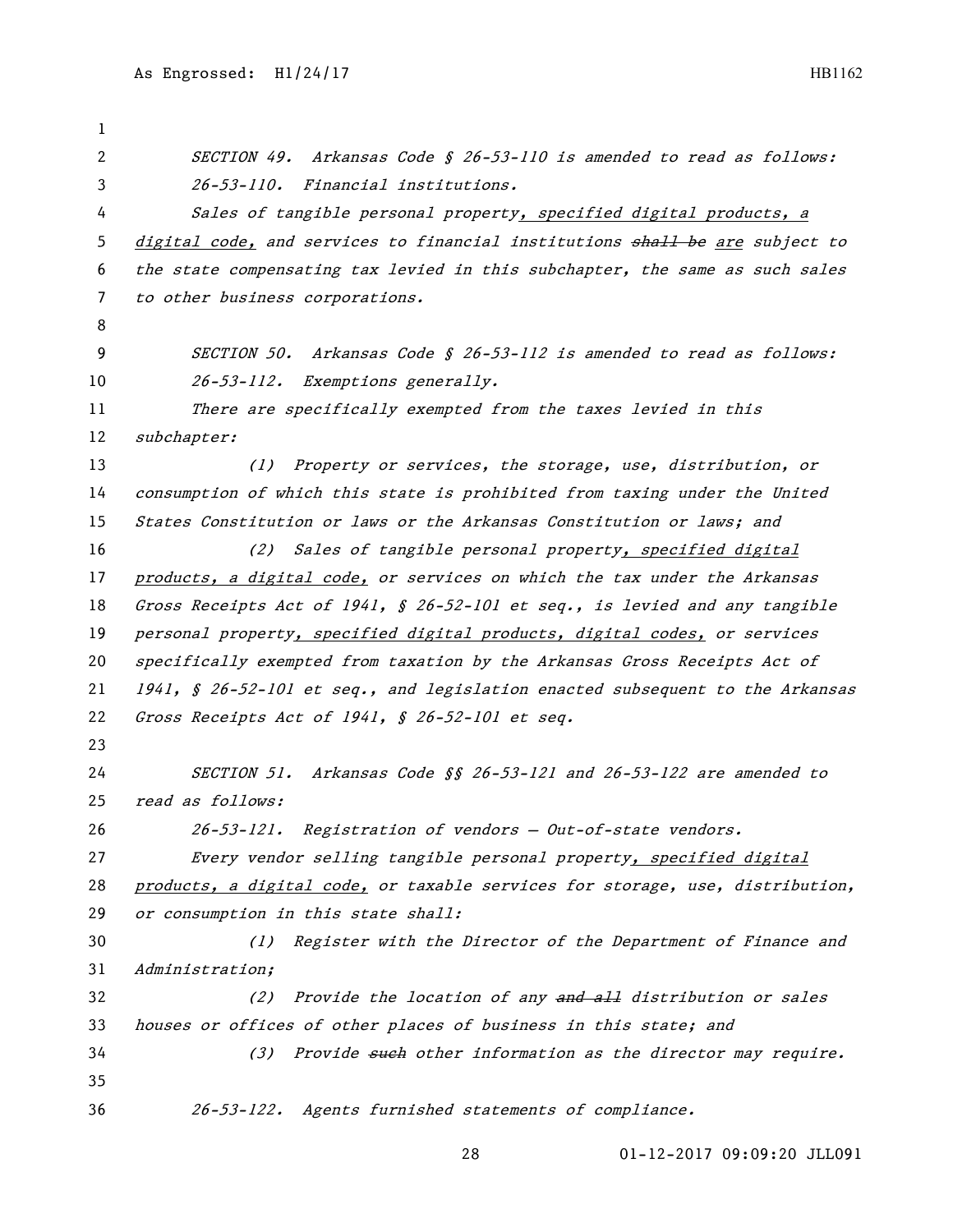SECTION 49. Arkansas Code § 26-53-110 is amended to read as follows:

26-53-110. Financial institutions.

Sales of tangible personal property, specified digital products, a digital code, and services to financial institutions ~~shall be~~ are subject to the state compensating tax levied in this subchapter, the same as such sales to other business corporations.

SECTION 50. Arkansas Code § 26-53-112 is amended to read as follows:

26-53-112. Exemptions generally.

There are specifically exempted from the taxes levied in this subchapter:

(1) Property or services, the storage, use, distribution, or consumption of which this state is prohibited from taxing under the United States Constitution or laws or the Arkansas Constitution or laws; and

(2) Sales of tangible personal property, specified digital products, a digital code, or services on which the tax under the Arkansas Gross Receipts Act of 1941, § 26-52-101 et seq., is levied and any tangible personal property, specified digital products, digital codes, or services specifically exempted from taxation by the Arkansas Gross Receipts Act of 1941, § 26-52-101 et seq., and legislation enacted subsequent to the Arkansas Gross Receipts Act of 1941, § 26-52-101 et seq.

SECTION 51. Arkansas Code §§ 26-53-121 and 26-53-122 are amended to read as follows:

26-53-121. Registration of vendors — Out-of-state vendors.

Every vendor selling tangible personal property, specified digital products, a digital code, or taxable services for storage, use, distribution, or consumption in this state shall:

(1) Register with the Director of the Department of Finance and Administration;

(2) Provide the location of any ~~and all~~ distribution or sales houses or offices of other places of business in this state; and

(3) Provide ~~such~~ other information as the director may require.

26-53-122. Agents furnished statements of compliance.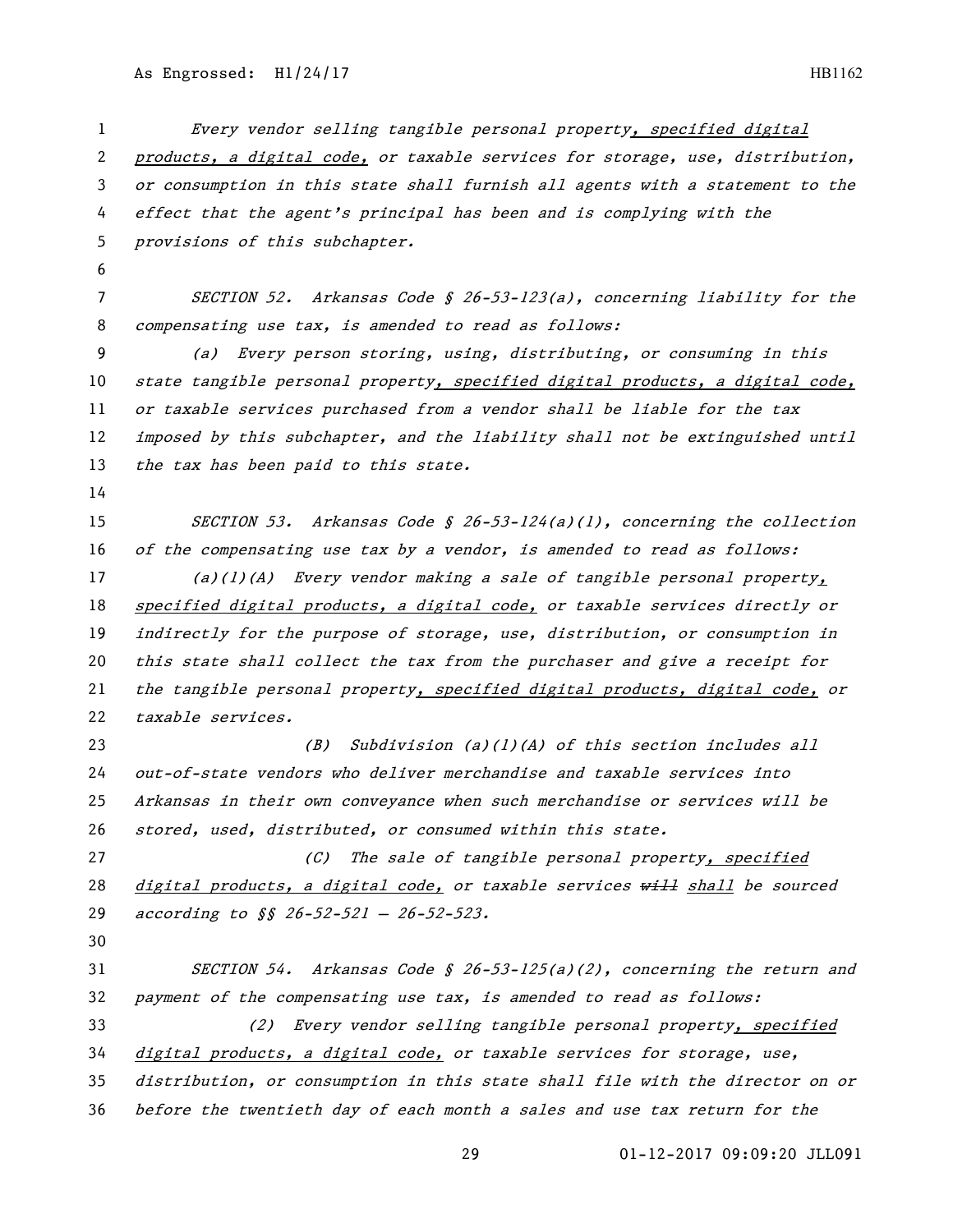*Every vendor selling tangible personal property<u>, specified digital products, a digital code,</u> or taxable services for storage, use, distribution, or consumption in this state shall furnish all agents with a statement to the effect that the agent's principal has been and is complying with the provisions of this subchapter.*

*SECTION 52. Arkansas Code § 26-53-123(a), concerning liability for the compensating use tax, is amended to read as follows:*

*(a) Every person storing, using, distributing, or consuming in this state tangible personal property<u>, specified digital products, a digital code,</u> or taxable services purchased from a vendor shall be liable for the tax imposed by this subchapter, and the liability shall not be extinguished until the tax has been paid to this state.*

*SECTION 53. Arkansas Code § 26-53-124(a)(1), concerning the collection of the compensating use tax by a vendor, is amended to read as follows:*

*(a)(1)(A) Every vendor making a sale of tangible personal property<u>, specified digital products, a digital code,</u> or taxable services directly or indirectly for the purpose of storage, use, distribution, or consumption in this state shall collect the tax from the purchaser and give a receipt for the tangible personal property<u>, specified digital products, digital code,</u> or taxable services.*

*(B) Subdivision (a)(1)(A) of this section includes all out-of-state vendors who deliver merchandise and taxable services into Arkansas in their own conveyance when such merchandise or services will be stored, used, distributed, or consumed within this state.*

*(C) The sale of tangible personal property<u>, specified digital products, a digital code,</u> or taxable services ~~will~~ <u>shall</u> be sourced according to §§ 26-52-521 — 26-52-523.*

*SECTION 54. Arkansas Code § 26-53-125(a)(2), concerning the return and payment of the compensating use tax, is amended to read as follows:*

*(2) Every vendor selling tangible personal property<u>, specified digital products, a digital code,</u> or taxable services for storage, use, distribution, or consumption in this state shall file with the director on or before the twentieth day of each month a sales and use tax return for the*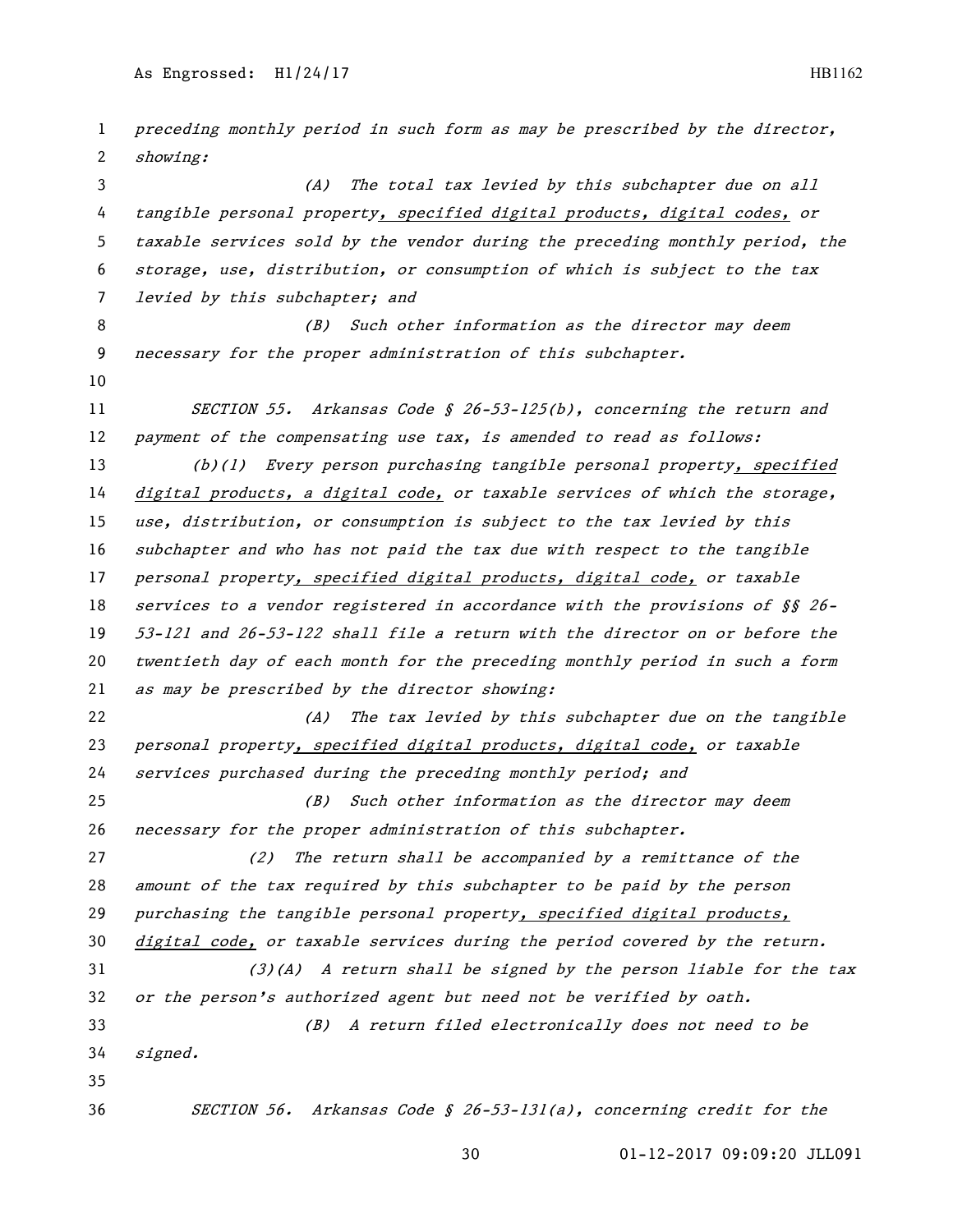preceding monthly period in such form as may be prescribed by the director, showing:

(A) The total tax levied by this subchapter due on all tangible personal property, specified digital products, digital codes, or taxable services sold by the vendor during the preceding monthly period, the storage, use, distribution, or consumption of which is subject to the tax levied by this subchapter; and

(B) Such other information as the director may deem necessary for the proper administration of this subchapter.

SECTION 55. Arkansas Code § 26-53-125(b), concerning the return and payment of the compensating use tax, is amended to read as follows:

(b)(1) Every person purchasing tangible personal property, specified digital products, a digital code, or taxable services of which the storage, use, distribution, or consumption is subject to the tax levied by this subchapter and who has not paid the tax due with respect to the tangible personal property, specified digital products, digital code, or taxable services to a vendor registered in accordance with the provisions of §§ 26-53-121 and 26-53-122 shall file a return with the director on or before the twentieth day of each month for the preceding monthly period in such a form as may be prescribed by the director showing:

(A) The tax levied by this subchapter due on the tangible personal property, specified digital products, digital code, or taxable services purchased during the preceding monthly period; and

(B) Such other information as the director may deem necessary for the proper administration of this subchapter.

(2) The return shall be accompanied by a remittance of the amount of the tax required by this subchapter to be paid by the person purchasing the tangible personal property, specified digital products, digital code, or taxable services during the period covered by the return.

(3)(A) A return shall be signed by the person liable for the tax or the person's authorized agent but need not be verified by oath.

(B) A return filed electronically does not need to be signed.

SECTION 56. Arkansas Code § 26-53-131(a), concerning credit for the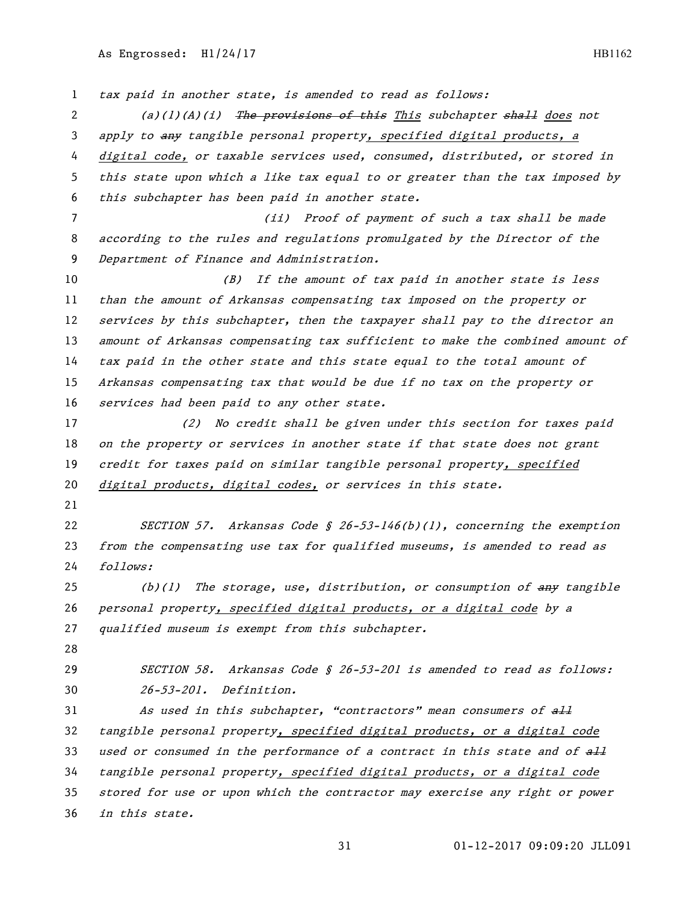tax paid in another state, is amended to read as follows:

(a)(1)(A)(i) ~~The provisions of this~~ This subchapter ~~shall~~ does not apply to ~~any~~ tangible personal property, specified digital products, a digital code, or taxable services used, consumed, distributed, or stored in this state upon which a like tax equal to or greater than the tax imposed by this subchapter has been paid in another state.

(ii) Proof of payment of such a tax shall be made according to the rules and regulations promulgated by the Director of the Department of Finance and Administration.

(B) If the amount of tax paid in another state is less than the amount of Arkansas compensating tax imposed on the property or services by this subchapter, then the taxpayer shall pay to the director an amount of Arkansas compensating tax sufficient to make the combined amount of tax paid in the other state and this state equal to the total amount of Arkansas compensating tax that would be due if no tax on the property or services had been paid to any other state.

(2) No credit shall be given under this section for taxes paid on the property or services in another state if that state does not grant credit for taxes paid on similar tangible personal property, specified digital products, digital codes, or services in this state.

SECTION 57. Arkansas Code § 26-53-146(b)(1), concerning the exemption from the compensating use tax for qualified museums, is amended to read as follows:

(b)(1) The storage, use, distribution, or consumption of ~~any~~ tangible personal property, specified digital products, or a digital code by a qualified museum is exempt from this subchapter.

SECTION 58. Arkansas Code § 26-53-201 is amended to read as follows:

26-53-201. Definition.

As used in this subchapter, "contractors" mean consumers of ~~all~~ tangible personal property, specified digital products, or a digital code used or consumed in the performance of a contract in this state and of ~~all~~ tangible personal property, specified digital products, or a digital code stored for use or upon which the contractor may exercise any right or power in this state.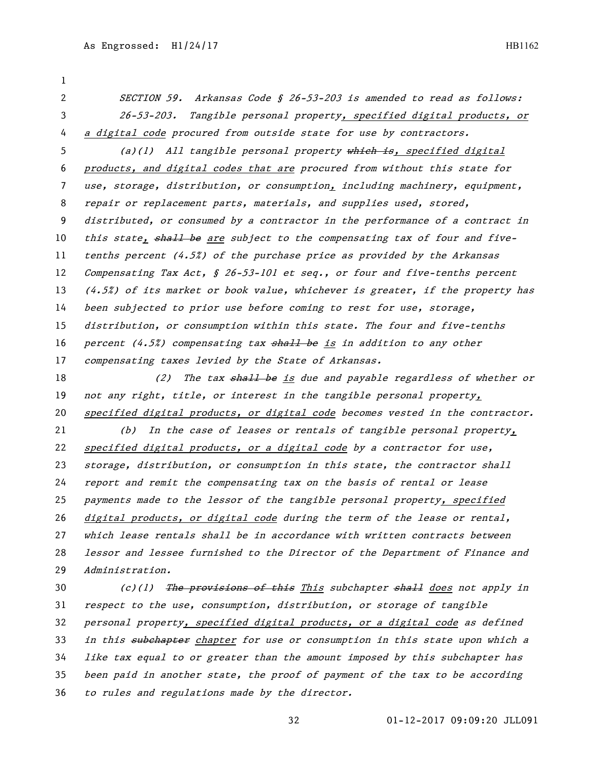*SECTION 59. Arkansas Code § 26-53-203 is amended to read as follows:*

*26-53-203. Tangible personal property, specified digital products, or a digital code procured from outside state for use by contractors.*

*(a)(1) All tangible personal property ~~which is~~, specified digital products, and digital codes that are procured from without this state for use, storage, distribution, or consumption, including machinery, equipment, repair or replacement parts, materials, and supplies used, stored, distributed, or consumed by a contractor in the performance of a contract in this state, ~~shall be~~ are subject to the compensating tax of four and five-tenths percent (4.5%) of the purchase price as provided by the Arkansas Compensating Tax Act, § 26-53-101 et seq., or four and five-tenths percent (4.5%) of its market or book value, whichever is greater, if the property has been subjected to prior use before coming to rest for use, storage, distribution, or consumption within this state. The four and five-tenths percent (4.5%) compensating tax ~~shall be~~ is in addition to any other compensating taxes levied by the State of Arkansas.*

*(2) The tax ~~shall be~~ is due and payable regardless of whether or not any right, title, or interest in the tangible personal property, specified digital products, or digital code becomes vested in the contractor.*

*(b) In the case of leases or rentals of tangible personal property, specified digital products, or a digital code by a contractor for use, storage, distribution, or consumption in this state, the contractor shall report and remit the compensating tax on the basis of rental or lease payments made to the lessor of the tangible personal property, specified digital products, or digital code during the term of the lease or rental, which lease rentals shall be in accordance with written contracts between lessor and lessee furnished to the Director of the Department of Finance and Administration.*

*(c)(1) ~~The provisions of this~~ This subchapter ~~shall~~ does not apply in respect to the use, consumption, distribution, or storage of tangible personal property, specified digital products, or a digital code as defined in this ~~subchapter~~ chapter for use or consumption in this state upon which a like tax equal to or greater than the amount imposed by this subchapter has been paid in another state, the proof of payment of the tax to be according to rules and regulations made by the director.*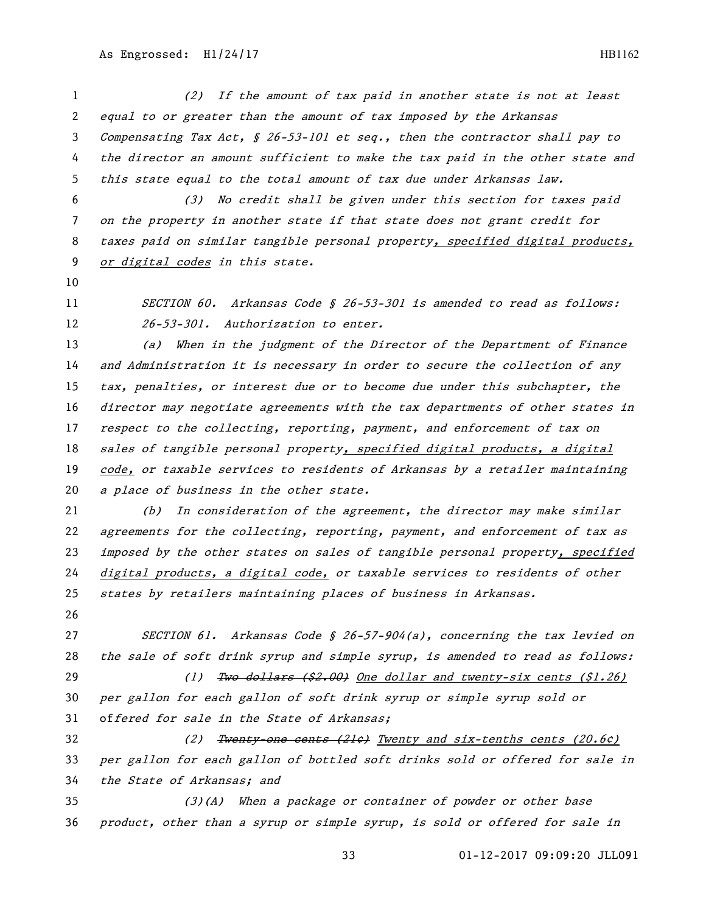(2) If the amount of tax paid in another state is not at least equal to or greater than the amount of tax imposed by the Arkansas Compensating Tax Act, § 26-53-101 et seq., then the contractor shall pay to the director an amount sufficient to make the tax paid in the other state and this state equal to the total amount of tax due under Arkansas law.

(3) No credit shall be given under this section for taxes paid on the property in another state if that state does not grant credit for taxes paid on similar tangible personal property, specified digital products, or digital codes in this state.

SECTION 60. Arkansas Code § 26-53-301 is amended to read as follows:

26-53-301. Authorization to enter.

(a) When in the judgment of the Director of the Department of Finance and Administration it is necessary in order to secure the collection of any tax, penalties, or interest due or to become due under this subchapter, the director may negotiate agreements with the tax departments of other states in respect to the collecting, reporting, payment, and enforcement of tax on sales of tangible personal property, specified digital products, a digital code, or taxable services to residents of Arkansas by a retailer maintaining a place of business in the other state.

(b) In consideration of the agreement, the director may make similar agreements for the collecting, reporting, payment, and enforcement of tax as imposed by the other states on sales of tangible personal property, specified digital products, a digital code, or taxable services to residents of other states by retailers maintaining places of business in Arkansas.

SECTION 61. Arkansas Code § 26-57-904(a), concerning the tax levied on the sale of soft drink syrup and simple syrup, is amended to read as follows:

(1) ~~Two dollars ($2.00)~~ One dollar and twenty-six cents ($1.26) per gallon for each gallon of soft drink syrup or simple syrup sold or offered for sale in the State of Arkansas;

(2) ~~Twenty-one cents (21¢)~~ Twenty and six-tenths cents (20.6¢) per gallon for each gallon of bottled soft drinks sold or offered for sale in the State of Arkansas; and

(3)(A) When a package or container of powder or other base product, other than a syrup or simple syrup, is sold or offered for sale in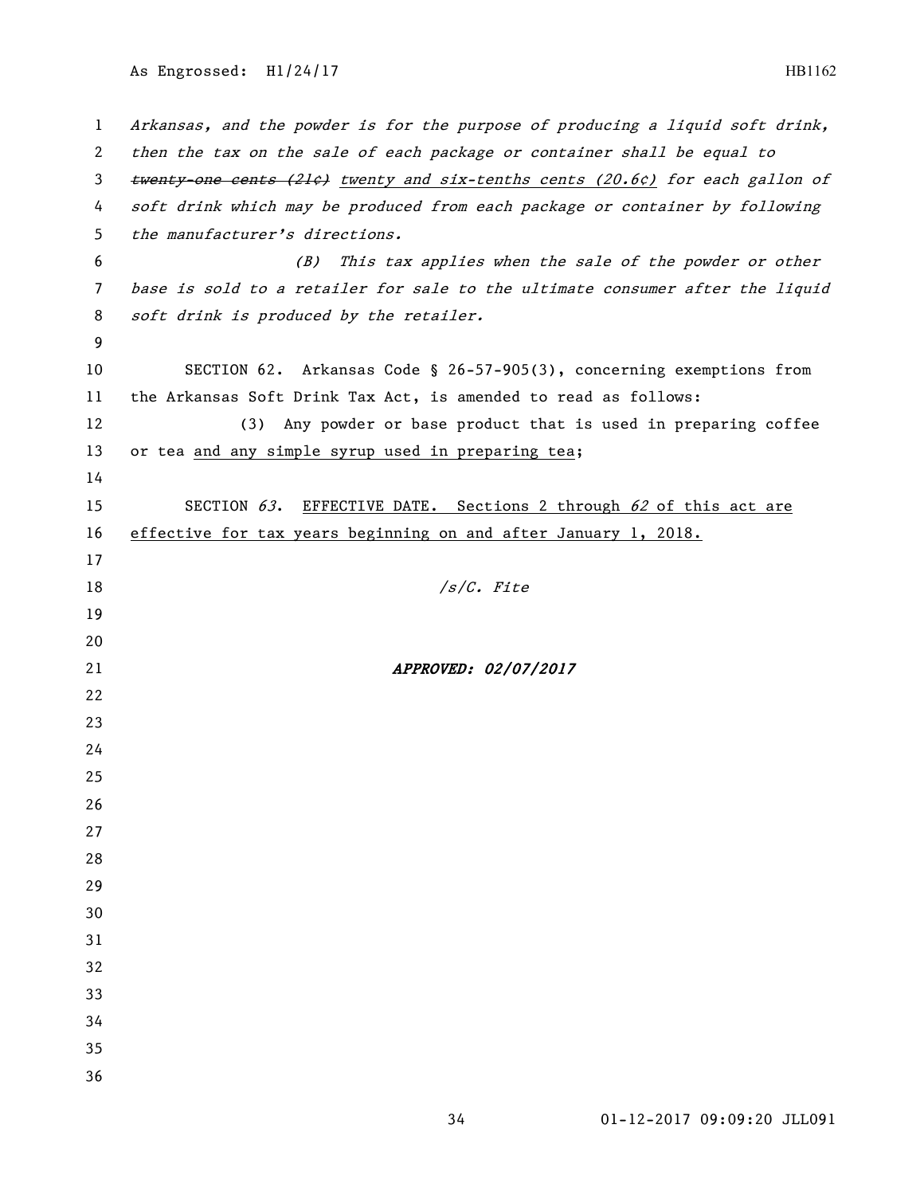*Arkansas, and the powder is for the purpose of producing a liquid soft drink, then the tax on the sale of each package or container shall be equal to ~~twenty-one cents (21¢)~~ <u>twenty and six-tenths cents (20.6¢)</u> for each gallon of soft drink which may be produced from each package or container by following the manufacturer's directions.*

*(B) This tax applies when the sale of the powder or other base is sold to a retailer for sale to the ultimate consumer after the liquid soft drink is produced by the retailer.*

SECTION 62. Arkansas Code § 26-57-905(3), concerning exemptions from the Arkansas Soft Drink Tax Act, is amended to read as follows:

(3) Any powder or base product that is used in preparing coffee or tea <u>and any simple syrup used in preparing tea</u>;

SECTION *63*. <u>EFFECTIVE DATE. Sections 2 through *62* of this act are effective for tax years beginning on and after January 1, 2018.</u>

*/s/C. Fite*

***APPROVED: 02/07/2017***